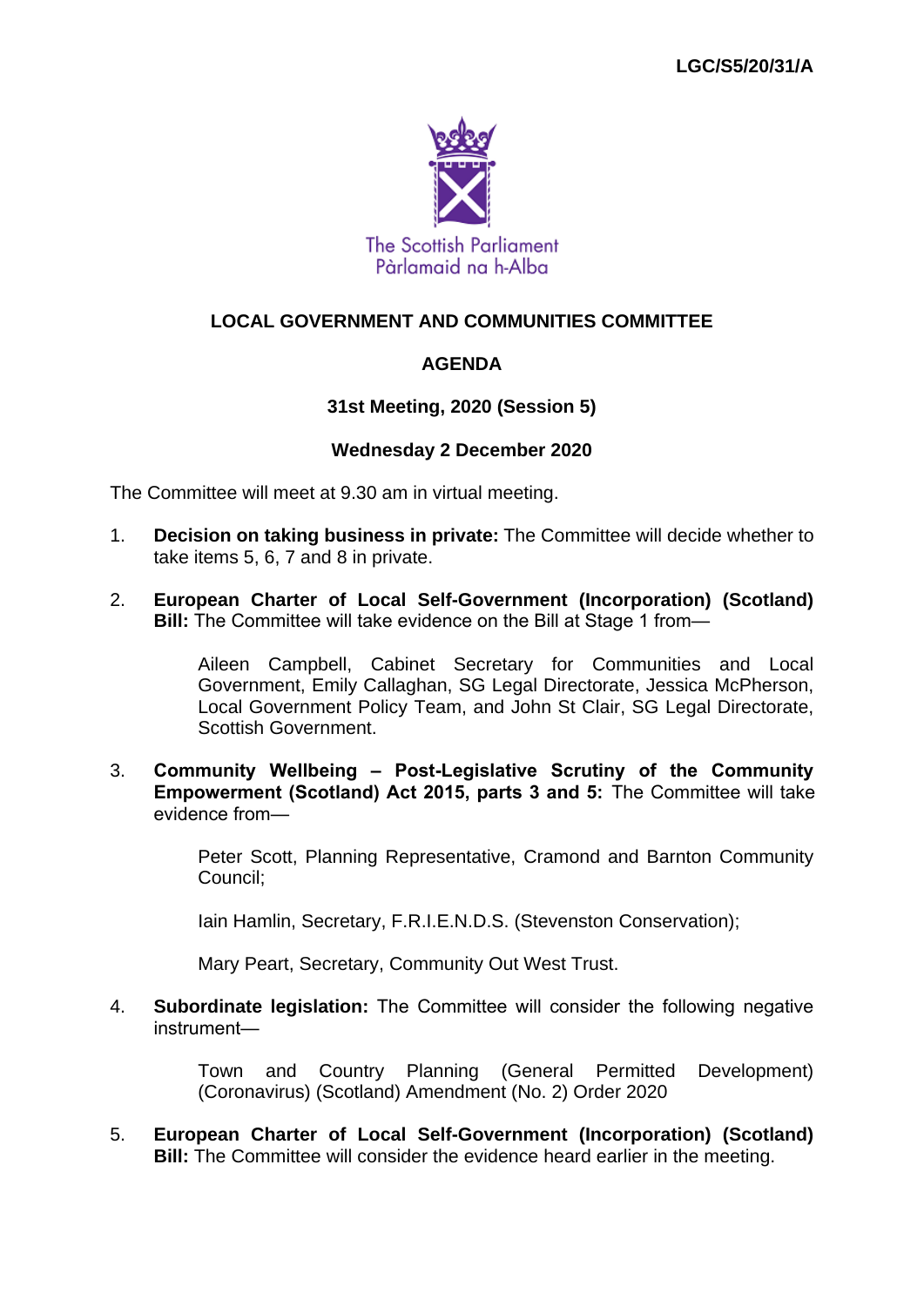LGC/S5/20/31/A

The Scottish Parliament
Pàrlamaid na h-Alba

# LOCAL GOVERNMENT AND COMMUNITIES COMMITTEE

## AGENDA

### 31st Meeting, 2020 (Session 5)

### Wednesday 2 December 2020

The Committee will meet at 9.30 am in virtual meeting.

1. **Decision on taking business in private:** The Committee will decide whether to take items 5, 6, 7 and 8 in private.

2. **European Charter of Local Self-Government (Incorporation) (Scotland) Bill:** The Committee will take evidence on the Bill at Stage 1 from—

   Aileen Campbell, Cabinet Secretary for Communities and Local Government, Emily Callaghan, SG Legal Directorate, Jessica McPherson, Local Government Policy Team, and John St Clair, SG Legal Directorate, Scottish Government.

3. **Community Wellbeing – Post-Legislative Scrutiny of the Community Empowerment (Scotland) Act 2015, parts 3 and 5:** The Committee will take evidence from—

   Peter Scott, Planning Representative, Cramond and Barnton Community Council;

   Iain Hamlin, Secretary, F.R.I.E.N.D.S. (Stevenston Conservation);

   Mary Peart, Secretary, Community Out West Trust.

4. **Subordinate legislation:** The Committee will consider the following negative instrument—

   Town and Country Planning (General Permitted Development) (Coronavirus) (Scotland) Amendment (No. 2) Order 2020

5. **European Charter of Local Self-Government (Incorporation) (Scotland) Bill:** The Committee will consider the evidence heard earlier in the meeting.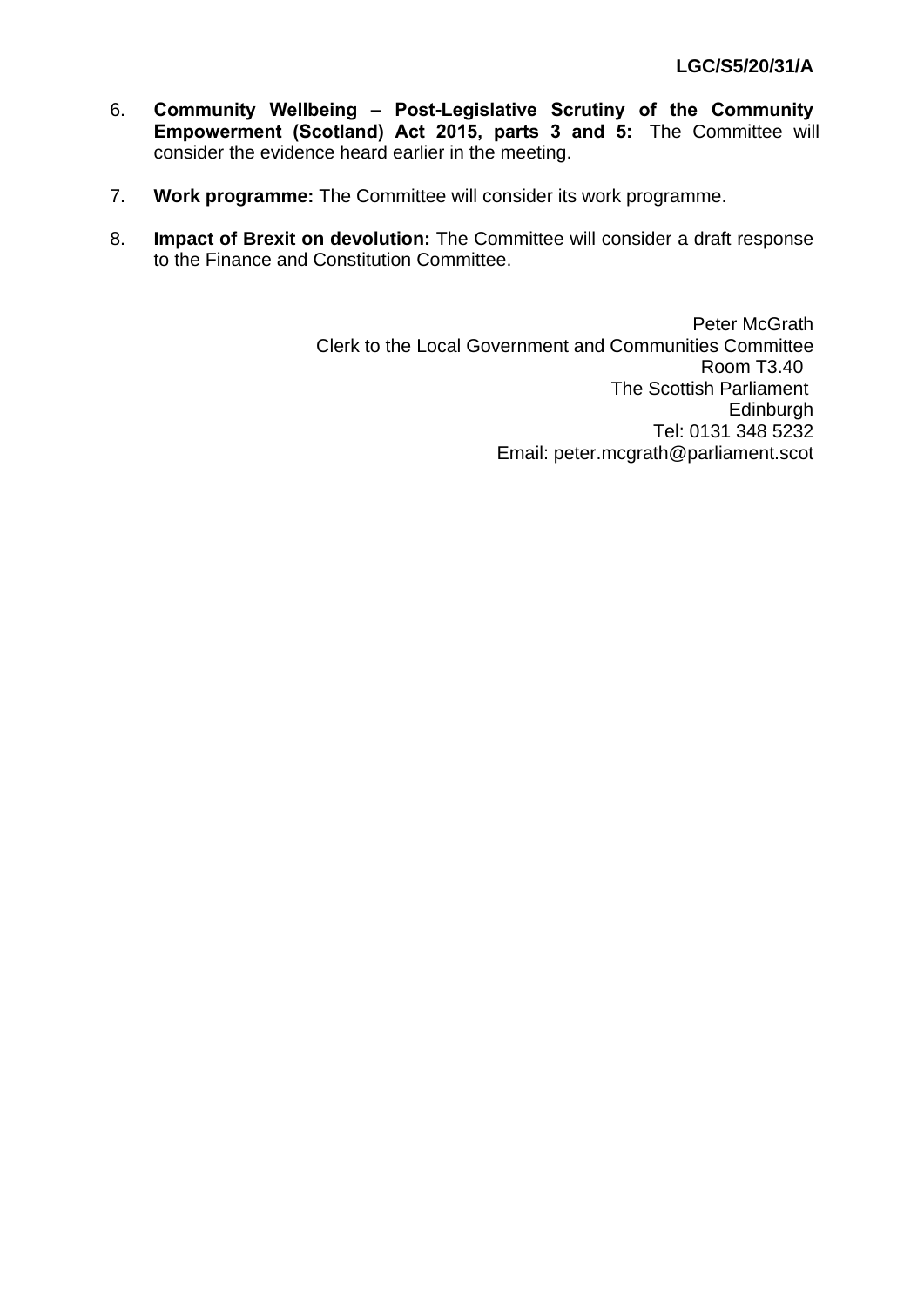6. **Community Wellbeing – Post-Legislative Scrutiny of the Community Empowerment (Scotland) Act 2015, parts 3 and 5:** The Committee will consider the evidence heard earlier in the meeting.

7. **Work programme:** The Committee will consider its work programme.

8. **Impact of Brexit on devolution:** The Committee will consider a draft response to the Finance and Constitution Committee.

Peter McGrath
Clerk to the Local Government and Communities Committee
Room T3.40
The Scottish Parliament
Edinburgh
Tel: 0131 348 5232
Email: peter.mcgrath@parliament.scot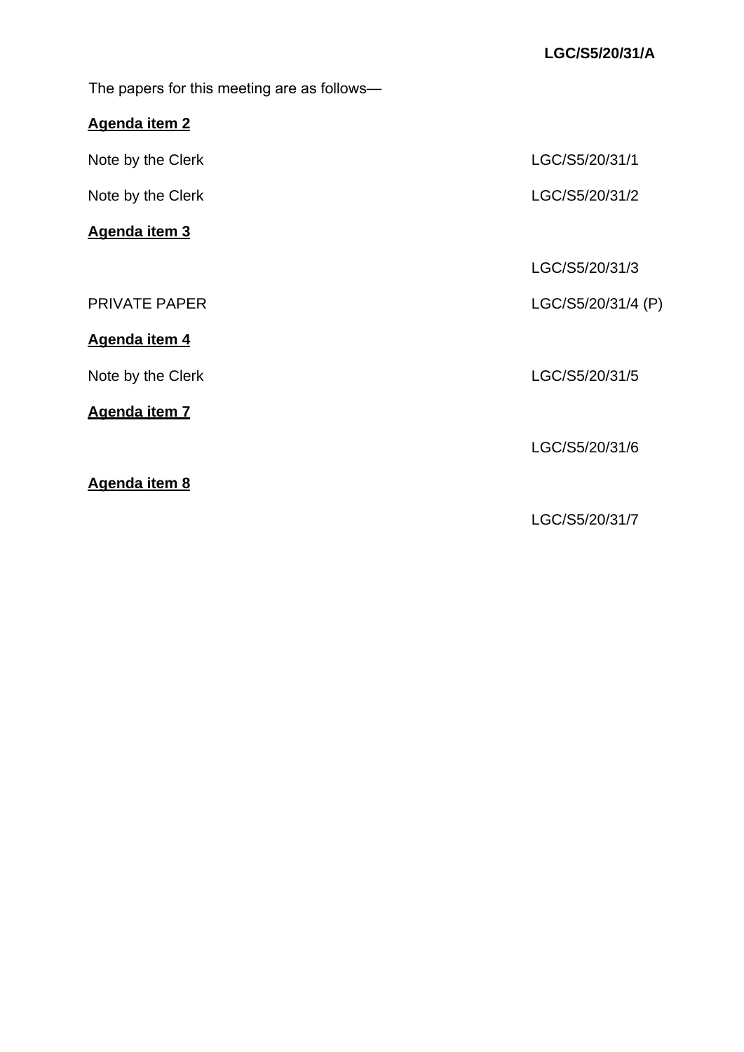**LGC/S5/20/31/A**

The papers for this meeting are as follows—

**Agenda item 2**

| | |
|---|---|
| Note by the Clerk | LGC/S5/20/31/1 |
| Note by the Clerk | LGC/S5/20/31/2 |

**Agenda item 3**

| | |
|---|---|
| | LGC/S5/20/31/3 |
| PRIVATE PAPER | LGC/S5/20/31/4 (P) |

**Agenda item 4**

| | |
|---|---|
| Note by the Clerk | LGC/S5/20/31/5 |

**Agenda item 7**

| | |
|---|---|
| | LGC/S5/20/31/6 |

**Agenda item 8**

| | |
|---|---|
| | LGC/S5/20/31/7 |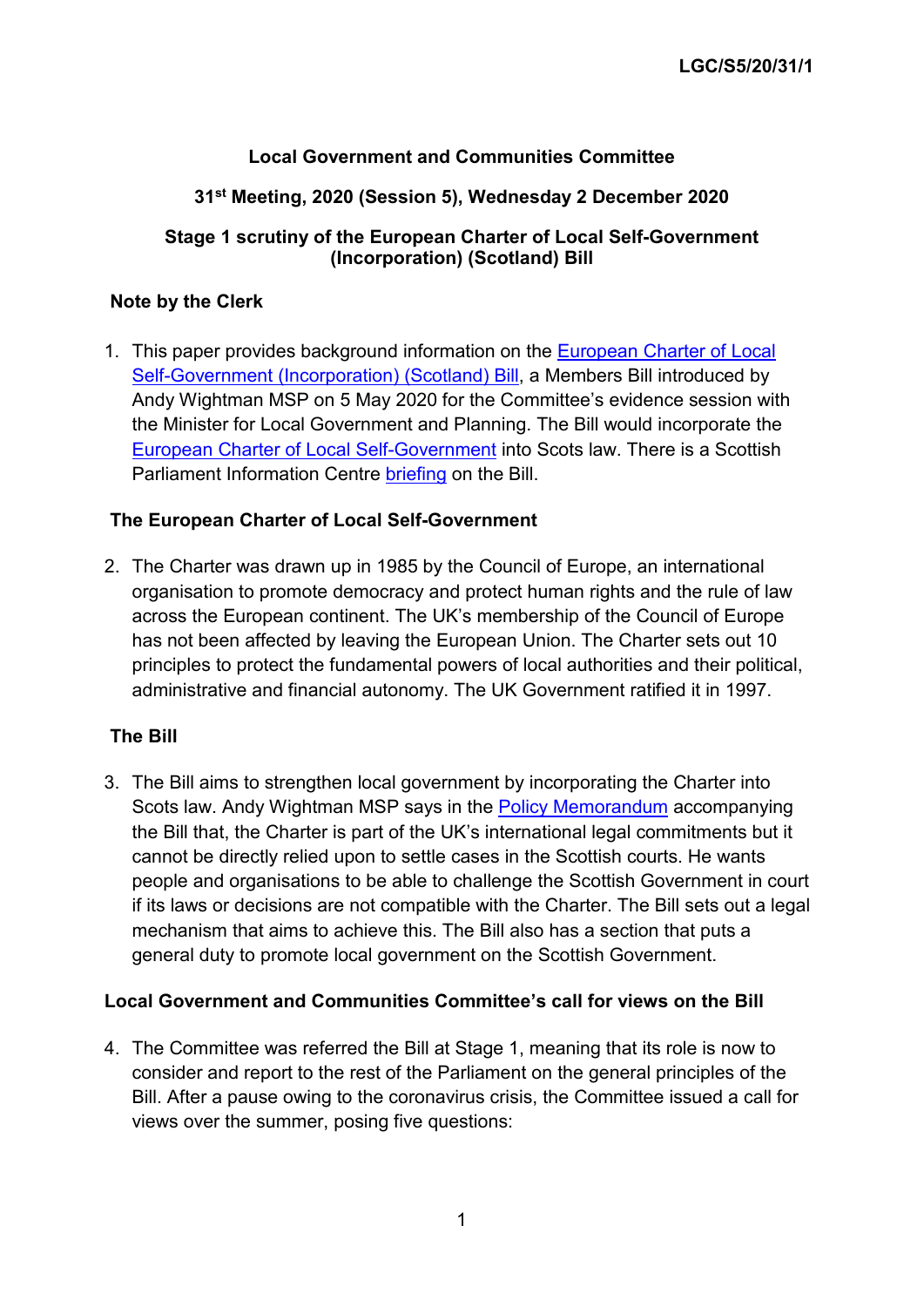**LGC/S5/20/31/1**

**Local Government and Communities Committee**

**31st Meeting, 2020 (Session 5), Wednesday 2 December 2020**

**Stage 1 scrutiny of the European Charter of Local Self-Government (Incorporation) (Scotland) Bill**

## Note by the Clerk

1. This paper provides background information on the European Charter of Local Self-Government (Incorporation) (Scotland) Bill, a Members Bill introduced by Andy Wightman MSP on 5 May 2020 for the Committee's evidence session with the Minister for Local Government and Planning. The Bill would incorporate the European Charter of Local Self-Government into Scots law. There is a Scottish Parliament Information Centre briefing on the Bill.

## The European Charter of Local Self-Government

2. The Charter was drawn up in 1985 by the Council of Europe, an international organisation to promote democracy and protect human rights and the rule of law across the European continent. The UK's membership of the Council of Europe has not been affected by leaving the European Union. The Charter sets out 10 principles to protect the fundamental powers of local authorities and their political, administrative and financial autonomy. The UK Government ratified it in 1997.

## The Bill

3. The Bill aims to strengthen local government by incorporating the Charter into Scots law. Andy Wightman MSP says in the Policy Memorandum accompanying the Bill that, the Charter is part of the UK's international legal commitments but it cannot be directly relied upon to settle cases in the Scottish courts. He wants people and organisations to be able to challenge the Scottish Government in court if its laws or decisions are not compatible with the Charter. The Bill sets out a legal mechanism that aims to achieve this. The Bill also has a section that puts a general duty to promote local government on the Scottish Government.

## Local Government and Communities Committee's call for views on the Bill

4. The Committee was referred the Bill at Stage 1, meaning that its role is now to consider and report to the rest of the Parliament on the general principles of the Bill. After a pause owing to the coronavirus crisis, the Committee issued a call for views over the summer, posing five questions: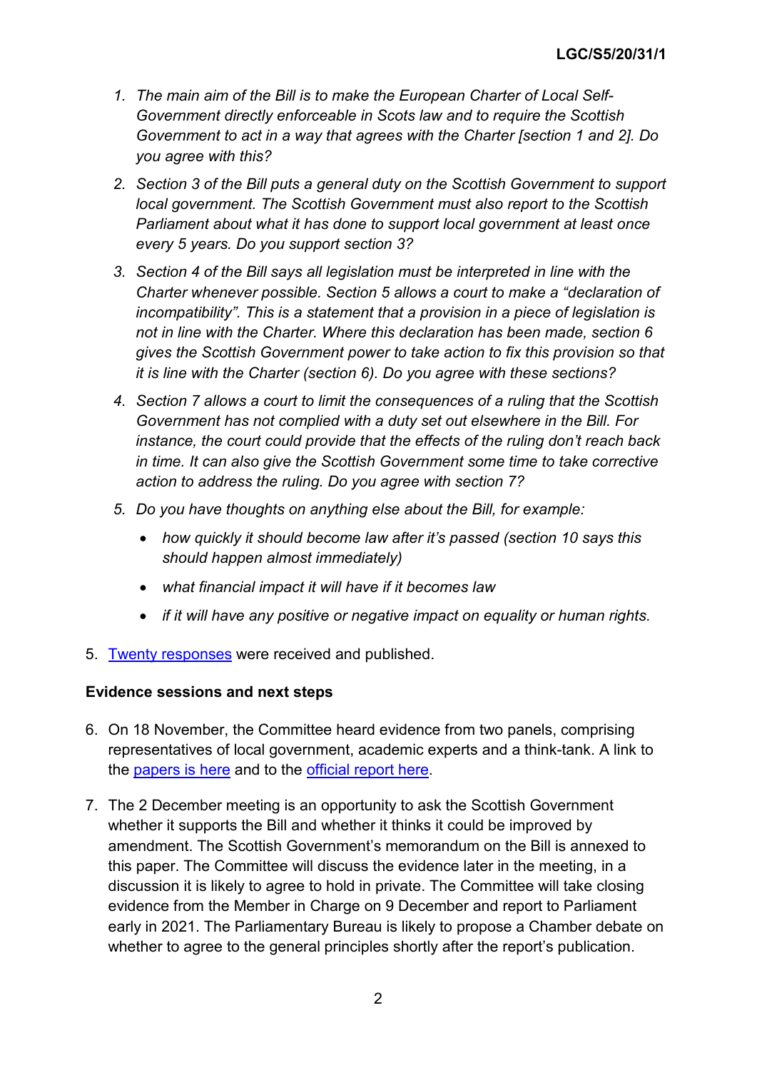1. *The main aim of the Bill is to make the European Charter of Local Self-Government directly enforceable in Scots law and to require the Scottish Government to act in a way that agrees with the Charter [section 1 and 2]. Do you agree with this?*
2. *Section 3 of the Bill puts a general duty on the Scottish Government to support local government. The Scottish Government must also report to the Scottish Parliament about what it has done to support local government at least once every 5 years. Do you support section 3?*
3. *Section 4 of the Bill says all legislation must be interpreted in line with the Charter whenever possible. Section 5 allows a court to make a "declaration of incompatibility". This is a statement that a provision in a piece of legislation is not in line with the Charter. Where this declaration has been made, section 6 gives the Scottish Government power to take action to fix this provision so that it is line with the Charter (section 6). Do you agree with these sections?*
4. *Section 7 allows a court to limit the consequences of a ruling that the Scottish Government has not complied with a duty set out elsewhere in the Bill. For instance, the court could provide that the effects of the ruling don't reach back in time. It can also give the Scottish Government some time to take corrective action to address the ruling. Do you agree with section 7?*
5. *Do you have thoughts on anything else about the Bill, for example:*
   - *how quickly it should become law after it's passed (section 10 says this should happen almost immediately)*
   - *what financial impact it will have if it becomes law*
   - *if it will have any positive or negative impact on equality or human rights.*

5. Twenty responses were received and published.

**Evidence sessions and next steps**

6. On 18 November, the Committee heard evidence from two panels, comprising representatives of local government, academic experts and a think-tank. A link to the papers is here and to the official report here.

7. The 2 December meeting is an opportunity to ask the Scottish Government whether it supports the Bill and whether it thinks it could be improved by amendment. The Scottish Government's memorandum on the Bill is annexed to this paper. The Committee will discuss the evidence later in the meeting, in a discussion it is likely to agree to hold in private. The Committee will take closing evidence from the Member in Charge on 9 December and report to Parliament early in 2021. The Parliamentary Bureau is likely to propose a Chamber debate on whether to agree to the general principles shortly after the report's publication.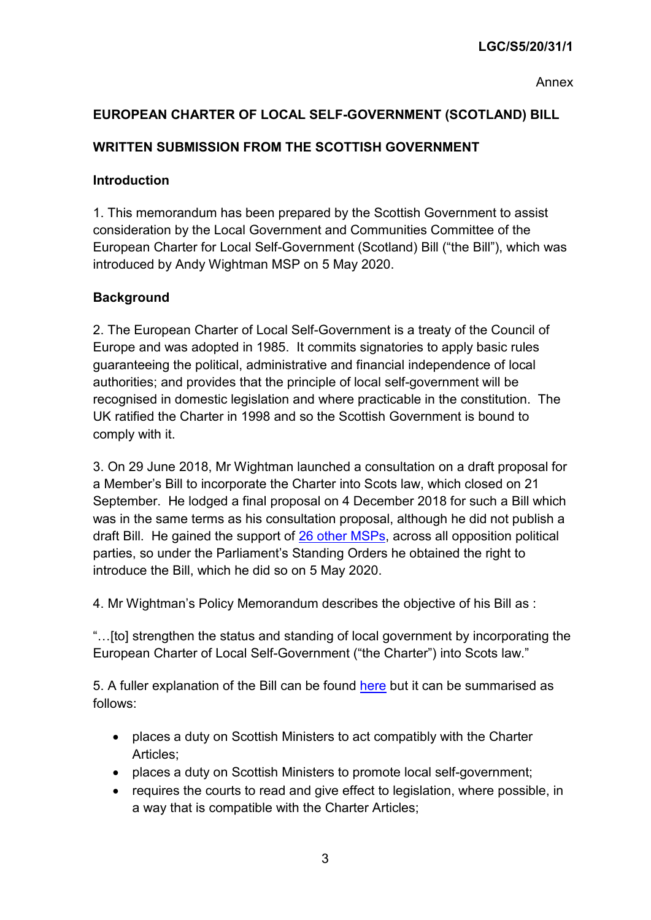LGC/S5/20/31/1

Annex

**EUROPEAN CHARTER OF LOCAL SELF-GOVERNMENT (SCOTLAND) BILL**

**WRITTEN SUBMISSION FROM THE SCOTTISH GOVERNMENT**

**Introduction**

1. This memorandum has been prepared by the Scottish Government to assist consideration by the Local Government and Communities Committee of the European Charter for Local Self-Government (Scotland) Bill ("the Bill"), which was introduced by Andy Wightman MSP on 5 May 2020.

**Background**

2. The European Charter of Local Self-Government is a treaty of the Council of Europe and was adopted in 1985. It commits signatories to apply basic rules guaranteeing the political, administrative and financial independence of local authorities; and provides that the principle of local self-government will be recognised in domestic legislation and where practicable in the constitution. The UK ratified the Charter in 1998 and so the Scottish Government is bound to comply with it.

3. On 29 June 2018, Mr Wightman launched a consultation on a draft proposal for a Member's Bill to incorporate the Charter into Scots law, which closed on 21 September. He lodged a final proposal on 4 December 2018 for such a Bill which was in the same terms as his consultation proposal, although he did not publish a draft Bill. He gained the support of 26 other MSPs, across all opposition political parties, so under the Parliament's Standing Orders he obtained the right to introduce the Bill, which he did so on 5 May 2020.

4. Mr Wightman's Policy Memorandum describes the objective of his Bill as :

"…[to] strengthen the status and standing of local government by incorporating the European Charter of Local Self-Government ("the Charter") into Scots law."

5. A fuller explanation of the Bill can be found here but it can be summarised as follows:

- places a duty on Scottish Ministers to act compatibly with the Charter Articles;
- places a duty on Scottish Ministers to promote local self-government;
- requires the courts to read and give effect to legislation, where possible, in a way that is compatible with the Charter Articles;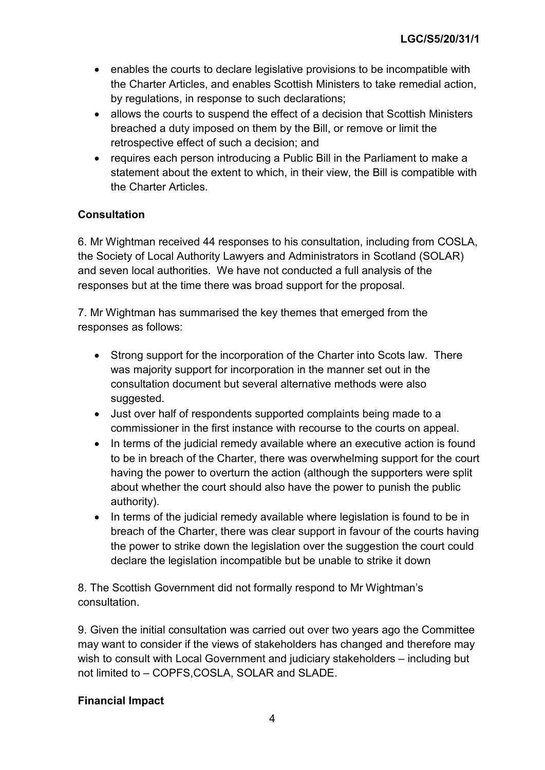- enables the courts to declare legislative provisions to be incompatible with the Charter Articles, and enables Scottish Ministers to take remedial action, by regulations, in response to such declarations;
- allows the courts to suspend the effect of a decision that Scottish Ministers breached a duty imposed on them by the Bill, or remove or limit the retrospective effect of such a decision; and
- requires each person introducing a Public Bill in the Parliament to make a statement about the extent to which, in their view, the Bill is compatible with the Charter Articles.

**Consultation**

6. Mr Wightman received 44 responses to his consultation, including from COSLA, the Society of Local Authority Lawyers and Administrators in Scotland (SOLAR) and seven local authorities. We have not conducted a full analysis of the responses but at the time there was broad support for the proposal.

7. Mr Wightman has summarised the key themes that emerged from the responses as follows:

- Strong support for the incorporation of the Charter into Scots law. There was majority support for incorporation in the manner set out in the consultation document but several alternative methods were also suggested.
- Just over half of respondents supported complaints being made to a commissioner in the first instance with recourse to the courts on appeal.
- In terms of the judicial remedy available where an executive action is found to be in breach of the Charter, there was overwhelming support for the court having the power to overturn the action (although the supporters were split about whether the court should also have the power to punish the public authority).
- In terms of the judicial remedy available where legislation is found to be in breach of the Charter, there was clear support in favour of the courts having the power to strike down the legislation over the suggestion the court could declare the legislation incompatible but be unable to strike it down

8. The Scottish Government did not formally respond to Mr Wightman's consultation.

9. Given the initial consultation was carried out over two years ago the Committee may want to consider if the views of stakeholders has changed and therefore may wish to consult with Local Government and judiciary stakeholders – including but not limited to – COPFS,COSLA, SOLAR and SLADE.

**Financial Impact**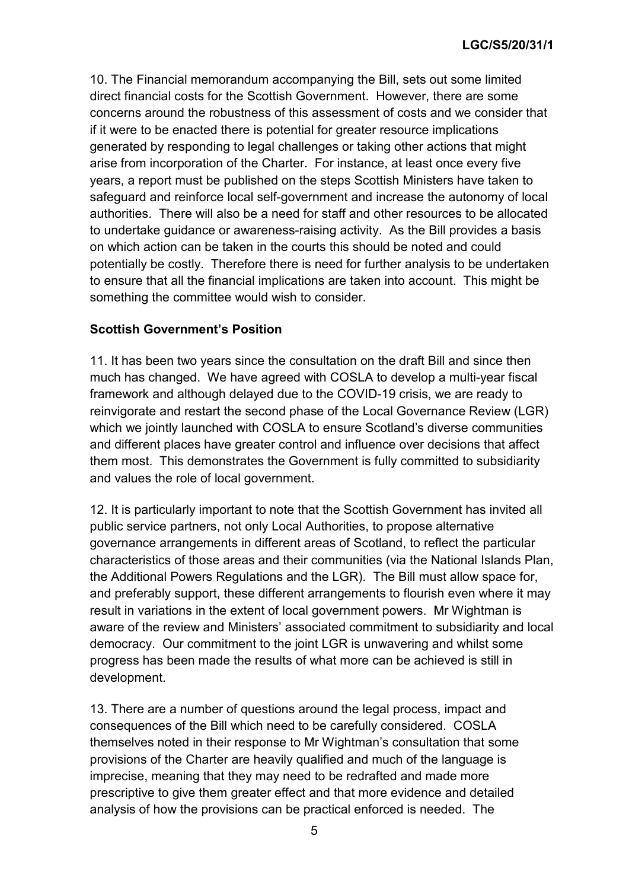10. The Financial memorandum accompanying the Bill, sets out some limited direct financial costs for the Scottish Government. However, there are some concerns around the robustness of this assessment of costs and we consider that if it were to be enacted there is potential for greater resource implications generated by responding to legal challenges or taking other actions that might arise from incorporation of the Charter. For instance, at least once every five years, a report must be published on the steps Scottish Ministers have taken to safeguard and reinforce local self-government and increase the autonomy of local authorities. There will also be a need for staff and other resources to be allocated to undertake guidance or awareness-raising activity. As the Bill provides a basis on which action can be taken in the courts this should be noted and could potentially be costly. Therefore there is need for further analysis to be undertaken to ensure that all the financial implications are taken into account. This might be something the committee would wish to consider.

**Scottish Government's Position**

11. It has been two years since the consultation on the draft Bill and since then much has changed. We have agreed with COSLA to develop a multi-year fiscal framework and although delayed due to the COVID-19 crisis, we are ready to reinvigorate and restart the second phase of the Local Governance Review (LGR) which we jointly launched with COSLA to ensure Scotland's diverse communities and different places have greater control and influence over decisions that affect them most. This demonstrates the Government is fully committed to subsidiarity and values the role of local government.

12. It is particularly important to note that the Scottish Government has invited all public service partners, not only Local Authorities, to propose alternative governance arrangements in different areas of Scotland, to reflect the particular characteristics of those areas and their communities (via the National Islands Plan, the Additional Powers Regulations and the LGR). The Bill must allow space for, and preferably support, these different arrangements to flourish even where it may result in variations in the extent of local government powers. Mr Wightman is aware of the review and Ministers' associated commitment to subsidiarity and local democracy. Our commitment to the joint LGR is unwavering and whilst some progress has been made the results of what more can be achieved is still in development.

13. There are a number of questions around the legal process, impact and consequences of the Bill which need to be carefully considered. COSLA themselves noted in their response to Mr Wightman's consultation that some provisions of the Charter are heavily qualified and much of the language is imprecise, meaning that they may need to be redrafted and made more prescriptive to give them greater effect and that more evidence and detailed analysis of how the provisions can be practical enforced is needed. The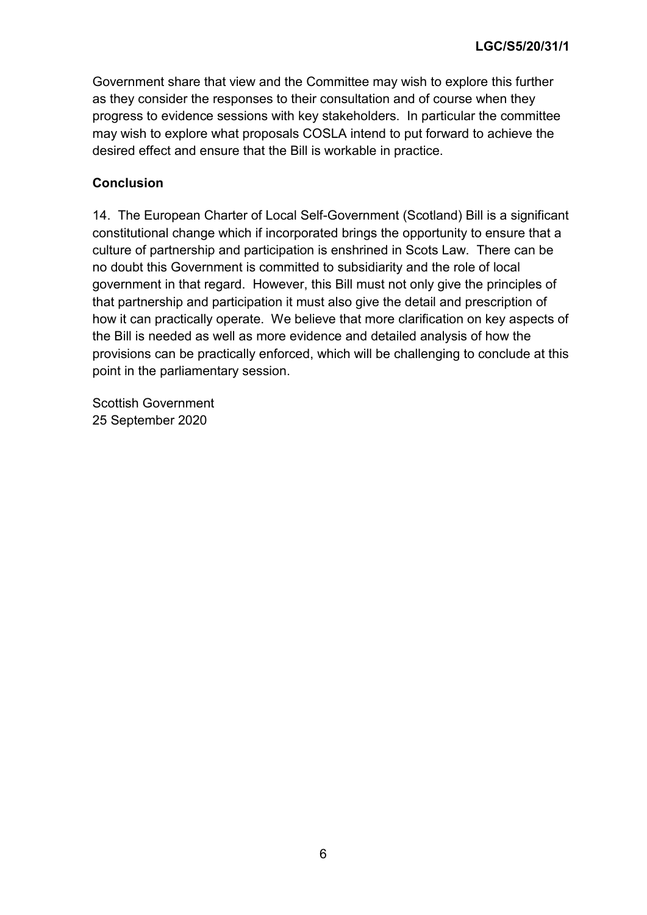Government share that view and the Committee may wish to explore this further as they consider the responses to their consultation and of course when they progress to evidence sessions with key stakeholders. In particular the committee may wish to explore what proposals COSLA intend to put forward to achieve the desired effect and ensure that the Bill is workable in practice.

## Conclusion

14. The European Charter of Local Self-Government (Scotland) Bill is a significant constitutional change which if incorporated brings the opportunity to ensure that a culture of partnership and participation is enshrined in Scots Law. There can be no doubt this Government is committed to subsidiarity and the role of local government in that regard. However, this Bill must not only give the principles of that partnership and participation it must also give the detail and prescription of how it can practically operate. We believe that more clarification on key aspects of the Bill is needed as well as more evidence and detailed analysis of how the provisions can be practically enforced, which will be challenging to conclude at this point in the parliamentary session.

Scottish Government
25 September 2020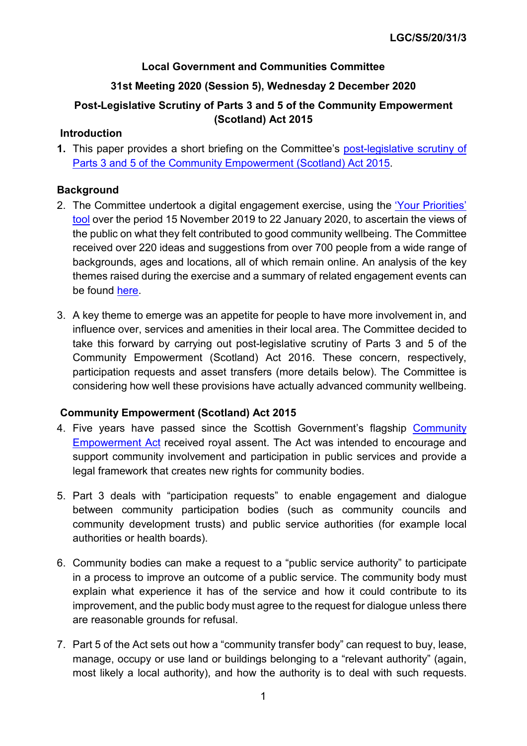LGC/S5/20/31/3

**Local Government and Communities Committee**

**31st Meeting 2020 (Session 5), Wednesday 2 December 2020**

**Post-Legislative Scrutiny of Parts 3 and 5 of the Community Empowerment (Scotland) Act 2015**

## Introduction

1. This paper provides a short briefing on the Committee's post-legislative scrutiny of Parts 3 and 5 of the Community Empowerment (Scotland) Act 2015.

## Background

2. The Committee undertook a digital engagement exercise, using the 'Your Priorities' tool over the period 15 November 2019 to 22 January 2020, to ascertain the views of the public on what they felt contributed to good community wellbeing. The Committee received over 220 ideas and suggestions from over 700 people from a wide range of backgrounds, ages and locations, all of which remain online. An analysis of the key themes raised during the exercise and a summary of related engagement events can be found here.

3. A key theme to emerge was an appetite for people to have more involvement in, and influence over, services and amenities in their local area. The Committee decided to take this forward by carrying out post-legislative scrutiny of Parts 3 and 5 of the Community Empowerment (Scotland) Act 2016. These concern, respectively, participation requests and asset transfers (more details below). The Committee is considering how well these provisions have actually advanced community wellbeing.

## Community Empowerment (Scotland) Act 2015

4. Five years have passed since the Scottish Government's flagship Community Empowerment Act received royal assent. The Act was intended to encourage and support community involvement and participation in public services and provide a legal framework that creates new rights for community bodies.

5. Part 3 deals with "participation requests" to enable engagement and dialogue between community participation bodies (such as community councils and community development trusts) and public service authorities (for example local authorities or health boards).

6. Community bodies can make a request to a "public service authority" to participate in a process to improve an outcome of a public service. The community body must explain what experience it has of the service and how it could contribute to its improvement, and the public body must agree to the request for dialogue unless there are reasonable grounds for refusal.

7. Part 5 of the Act sets out how a "community transfer body" can request to buy, lease, manage, occupy or use land or buildings belonging to a "relevant authority" (again, most likely a local authority), and how the authority is to deal with such requests.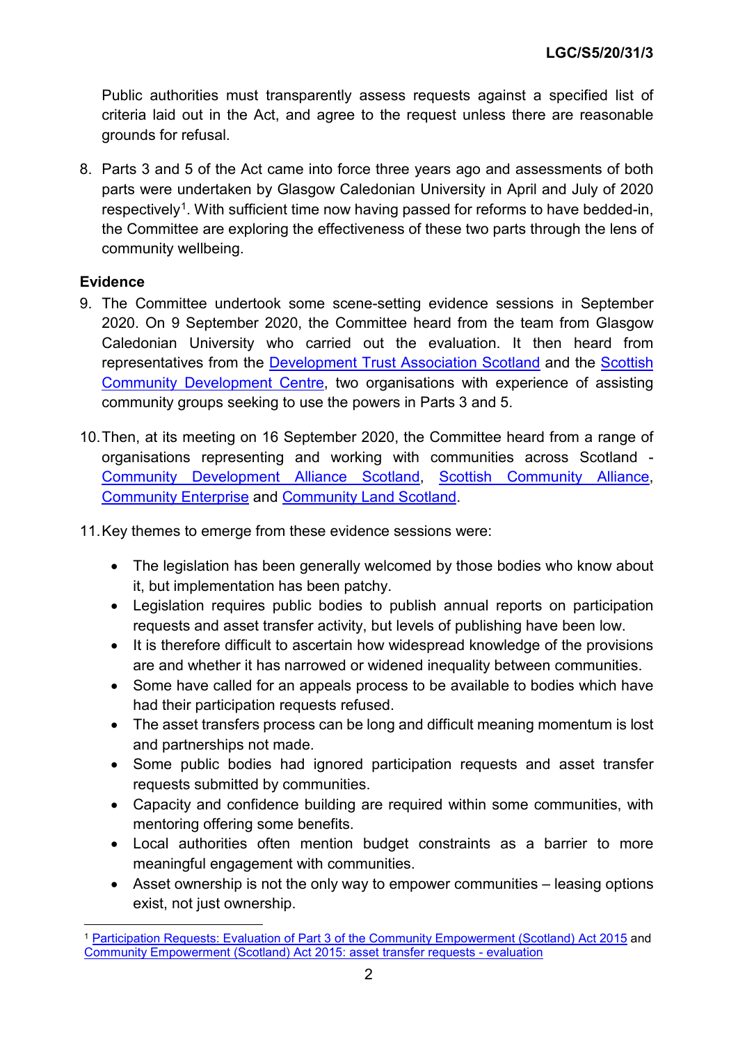Public authorities must transparently assess requests against a specified list of criteria laid out in the Act, and agree to the request unless there are reasonable grounds for refusal.

8. Parts 3 and 5 of the Act came into force three years ago and assessments of both parts were undertaken by Glasgow Caledonian University in April and July of 2020 respectively[1]. With sufficient time now having passed for reforms to have bedded-in, the Committee are exploring the effectiveness of these two parts through the lens of community wellbeing.

**Evidence**

9. The Committee undertook some scene-setting evidence sessions in September 2020. On 9 September 2020, the Committee heard from the team from Glasgow Caledonian University who carried out the evaluation. It then heard from representatives from the Development Trust Association Scotland and the Scottish Community Development Centre, two organisations with experience of assisting community groups seeking to use the powers in Parts 3 and 5.

10. Then, at its meeting on 16 September 2020, the Committee heard from a range of organisations representing and working with communities across Scotland - Community Development Alliance Scotland, Scottish Community Alliance, Community Enterprise and Community Land Scotland.

11. Key themes to emerge from these evidence sessions were:

- The legislation has been generally welcomed by those bodies who know about it, but implementation has been patchy.
- Legislation requires public bodies to publish annual reports on participation requests and asset transfer activity, but levels of publishing have been low.
- It is therefore difficult to ascertain how widespread knowledge of the provisions are and whether it has narrowed or widened inequality between communities.
- Some have called for an appeals process to be available to bodies which have had their participation requests refused.
- The asset transfers process can be long and difficult meaning momentum is lost and partnerships not made.
- Some public bodies had ignored participation requests and asset transfer requests submitted by communities.
- Capacity and confidence building are required within some communities, with mentoring offering some benefits.
- Local authorities often mention budget constraints as a barrier to more meaningful engagement with communities.
- Asset ownership is not the only way to empower communities – leasing options exist, not just ownership.

[1] Participation Requests: Evaluation of Part 3 of the Community Empowerment (Scotland) Act 2015 and Community Empowerment (Scotland) Act 2015: asset transfer requests - evaluation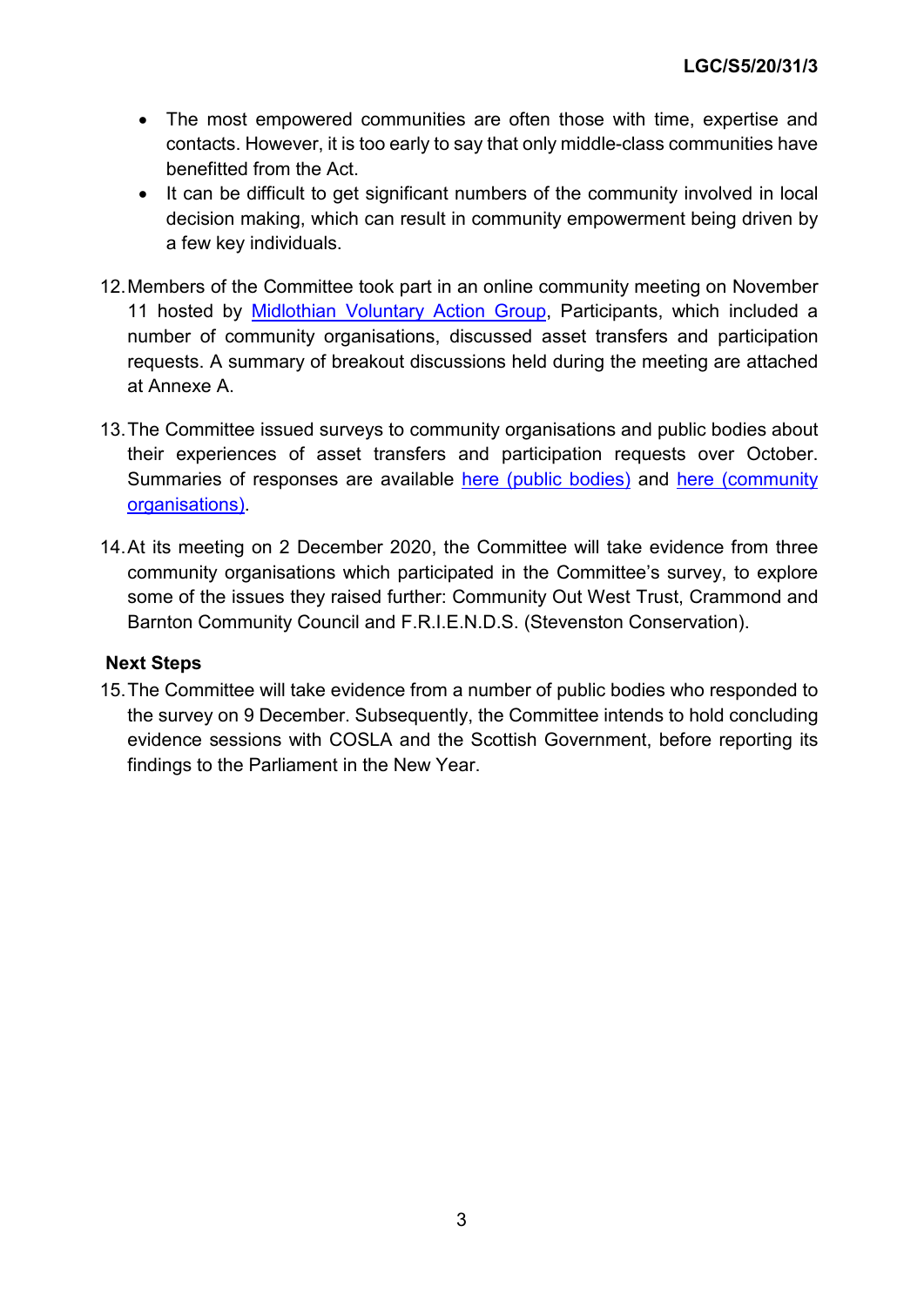- The most empowered communities are often those with time, expertise and contacts. However, it is too early to say that only middle-class communities have benefitted from the Act.
- It can be difficult to get significant numbers of the community involved in local decision making, which can result in community empowerment being driven by a few key individuals.

12. Members of the Committee took part in an online community meeting on November 11 hosted by Midlothian Voluntary Action Group, Participants, which included a number of community organisations, discussed asset transfers and participation requests. A summary of breakout discussions held during the meeting are attached at Annexe A.

13. The Committee issued surveys to community organisations and public bodies about their experiences of asset transfers and participation requests over October. Summaries of responses are available here (public bodies) and here (community organisations).

14. At its meeting on 2 December 2020, the Committee will take evidence from three community organisations which participated in the Committee's survey, to explore some of the issues they raised further: Community Out West Trust, Crammond and Barnton Community Council and F.R.I.E.N.D.S. (Stevenston Conservation).

**Next Steps**

15. The Committee will take evidence from a number of public bodies who responded to the survey on 9 December. Subsequently, the Committee intends to hold concluding evidence sessions with COSLA and the Scottish Government, before reporting its findings to the Parliament in the New Year.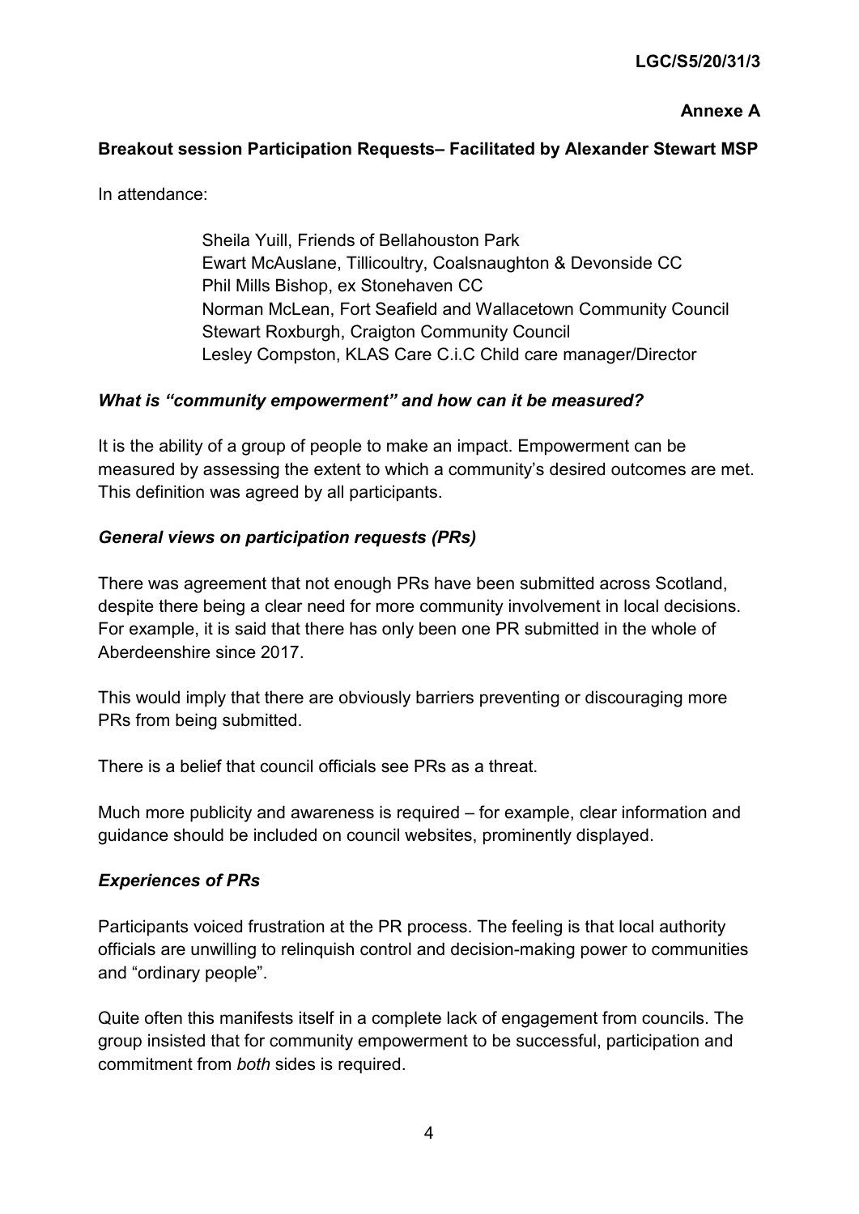LGC/S5/20/31/3

**Annexe A**

**Breakout session Participation Requests– Facilitated by Alexander Stewart MSP**

In attendance:

Sheila Yuill, Friends of Bellahouston Park
Ewart McAuslane, Tillicoultry, Coalsnaughton & Devonside CC
Phil Mills Bishop, ex Stonehaven CC
Norman McLean, Fort Seafield and Wallacetown Community Council
Stewart Roxburgh, Craigton Community Council
Lesley Compston, KLAS Care C.i.C Child care manager/Director

### *What is "community empowerment" and how can it be measured?*

It is the ability of a group of people to make an impact. Empowerment can be measured by assessing the extent to which a community's desired outcomes are met. This definition was agreed by all participants.

### *General views on participation requests (PRs)*

There was agreement that not enough PRs have been submitted across Scotland, despite there being a clear need for more community involvement in local decisions. For example, it is said that there has only been one PR submitted in the whole of Aberdeenshire since 2017.

This would imply that there are obviously barriers preventing or discouraging more PRs from being submitted.

There is a belief that council officials see PRs as a threat.

Much more publicity and awareness is required – for example, clear information and guidance should be included on council websites, prominently displayed.

### *Experiences of PRs*

Participants voiced frustration at the PR process. The feeling is that local authority officials are unwilling to relinquish control and decision-making power to communities and "ordinary people".

Quite often this manifests itself in a complete lack of engagement from councils. The group insisted that for community empowerment to be successful, participation and commitment from *both* sides is required.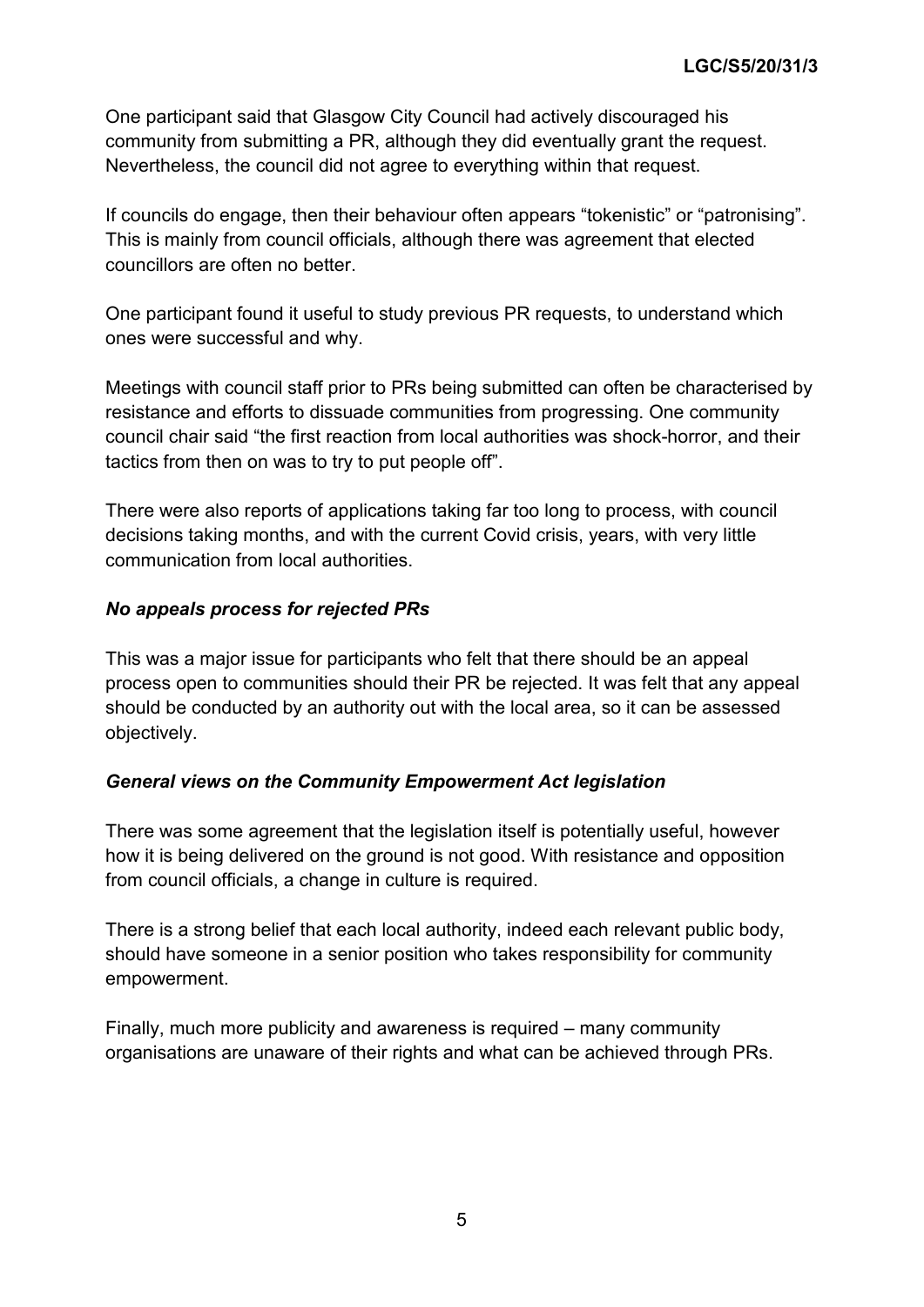One participant said that Glasgow City Council had actively discouraged his community from submitting a PR, although they did eventually grant the request. Nevertheless, the council did not agree to everything within that request.

If councils do engage, then their behaviour often appears "tokenistic" or "patronising". This is mainly from council officials, although there was agreement that elected councillors are often no better.

One participant found it useful to study previous PR requests, to understand which ones were successful and why.

Meetings with council staff prior to PRs being submitted can often be characterised by resistance and efforts to dissuade communities from progressing. One community council chair said "the first reaction from local authorities was shock-horror, and their tactics from then on was to try to put people off".

There were also reports of applications taking far too long to process, with council decisions taking months, and with the current Covid crisis, years, with very little communication from local authorities.

***No appeals process for rejected PRs***

This was a major issue for participants who felt that there should be an appeal process open to communities should their PR be rejected. It was felt that any appeal should be conducted by an authority out with the local area, so it can be assessed objectively.

***General views on the Community Empowerment Act legislation***

There was some agreement that the legislation itself is potentially useful, however how it is being delivered on the ground is not good. With resistance and opposition from council officials, a change in culture is required.

There is a strong belief that each local authority, indeed each relevant public body, should have someone in a senior position who takes responsibility for community empowerment.

Finally, much more publicity and awareness is required – many community organisations are unaware of their rights and what can be achieved through PRs.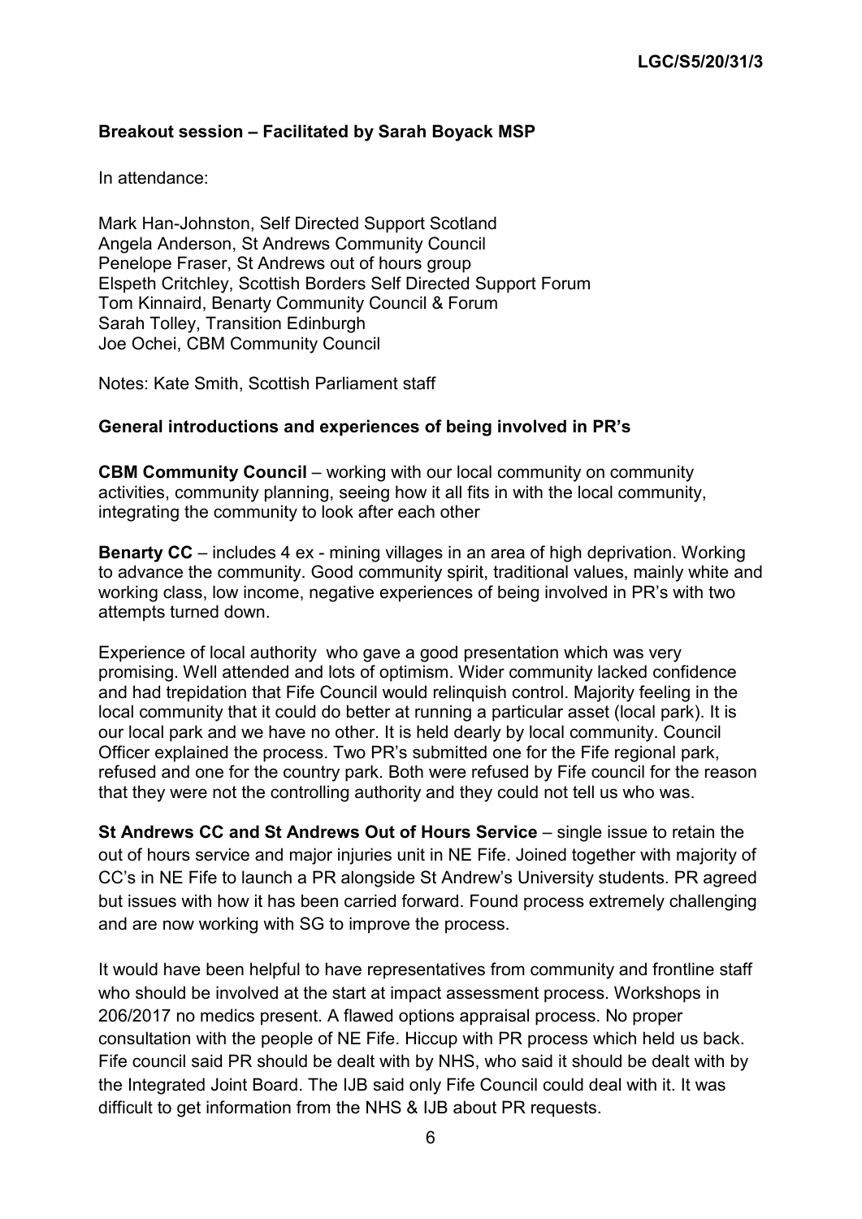**Breakout session – Facilitated by Sarah Boyack MSP**

In attendance:

Mark Han-Johnston, Self Directed Support Scotland
Angela Anderson, St Andrews Community Council
Penelope Fraser, St Andrews out of hours group
Elspeth Critchley, Scottish Borders Self Directed Support Forum
Tom Kinnaird, Benarty Community Council & Forum
Sarah Tolley, Transition Edinburgh
Joe Ochei, CBM Community Council

Notes: Kate Smith, Scottish Parliament staff

**General introductions and experiences of being involved in PR's**

**CBM Community Council** – working with our local community on community activities, community planning, seeing how it all fits in with the local community, integrating the community to look after each other

**Benarty CC** – includes 4 ex - mining villages in an area of high deprivation. Working to advance the community. Good community spirit, traditional values, mainly white and working class, low income, negative experiences of being involved in PR's with two attempts turned down.

Experience of local authority who gave a good presentation which was very promising. Well attended and lots of optimism. Wider community lacked confidence and had trepidation that Fife Council would relinquish control. Majority feeling in the local community that it could do better at running a particular asset (local park). It is our local park and we have no other. It is held dearly by local community. Council Officer explained the process. Two PR's submitted one for the Fife regional park, refused and one for the country park. Both were refused by Fife council for the reason that they were not the controlling authority and they could not tell us who was.

**St Andrews CC and St Andrews Out of Hours Service** – single issue to retain the out of hours service and major injuries unit in NE Fife. Joined together with majority of CC's in NE Fife to launch a PR alongside St Andrew's University students. PR agreed but issues with how it has been carried forward. Found process extremely challenging and are now working with SG to improve the process.

It would have been helpful to have representatives from community and frontline staff who should be involved at the start at impact assessment process. Workshops in 206/2017 no medics present. A flawed options appraisal process. No proper consultation with the people of NE Fife. Hiccup with PR process which held us back. Fife council said PR should be dealt with by NHS, who said it should be dealt with by the Integrated Joint Board. The IJB said only Fife Council could deal with it. It was difficult to get information from the NHS & IJB about PR requests.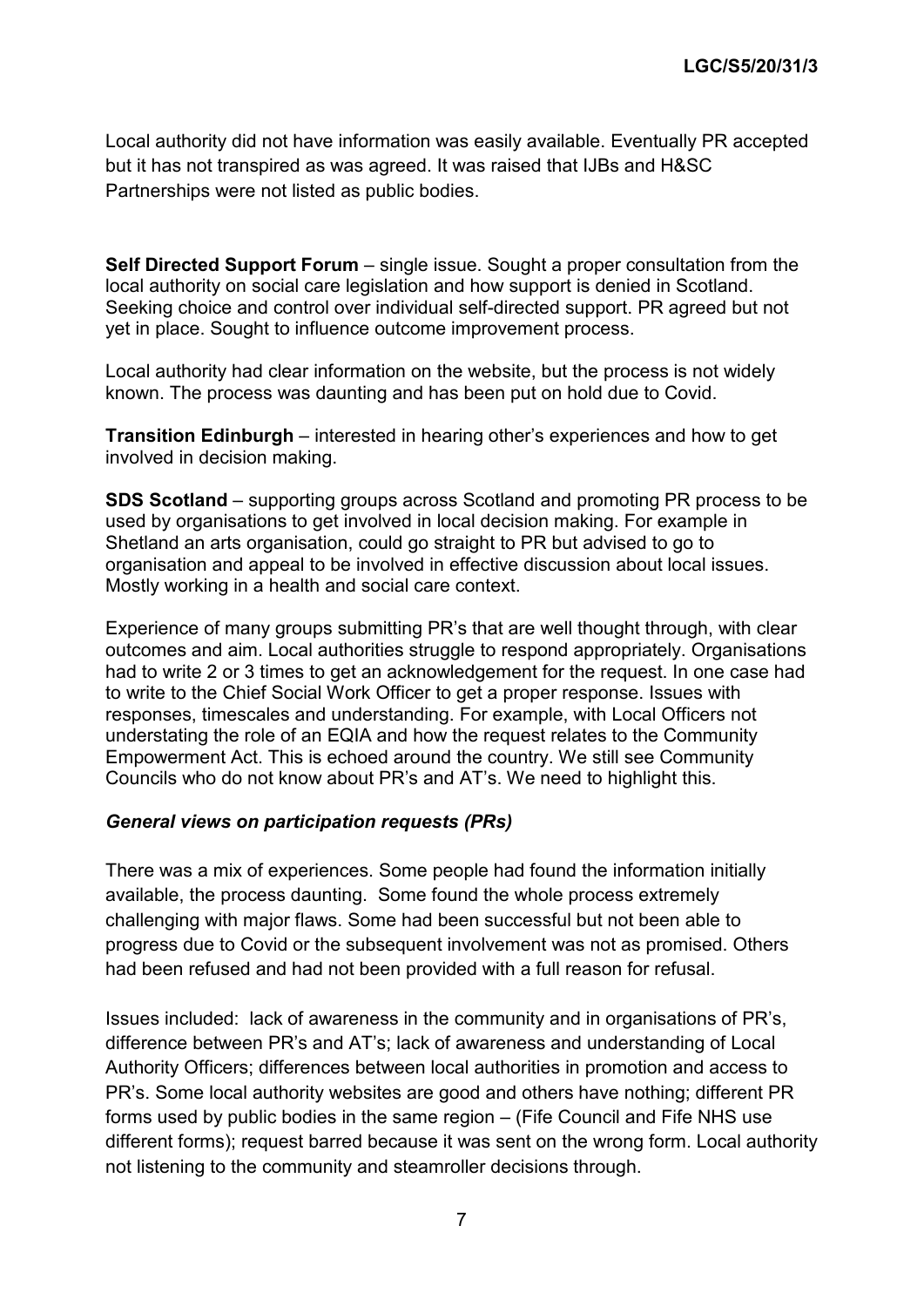Local authority did not have information was easily available. Eventually PR accepted but it has not transpired as was agreed. It was raised that IJBs and H&SC Partnerships were not listed as public bodies.

**Self Directed Support Forum** – single issue. Sought a proper consultation from the local authority on social care legislation and how support is denied in Scotland. Seeking choice and control over individual self-directed support. PR agreed but not yet in place. Sought to influence outcome improvement process.

Local authority had clear information on the website, but the process is not widely known. The process was daunting and has been put on hold due to Covid.

**Transition Edinburgh** – interested in hearing other's experiences and how to get involved in decision making.

**SDS Scotland** – supporting groups across Scotland and promoting PR process to be used by organisations to get involved in local decision making. For example in Shetland an arts organisation, could go straight to PR but advised to go to organisation and appeal to be involved in effective discussion about local issues. Mostly working in a health and social care context.

Experience of many groups submitting PR's that are well thought through, with clear outcomes and aim. Local authorities struggle to respond appropriately. Organisations had to write 2 or 3 times to get an acknowledgement for the request. In one case had to write to the Chief Social Work Officer to get a proper response. Issues with responses, timescales and understanding. For example, with Local Officers not understating the role of an EQIA and how the request relates to the Community Empowerment Act. This is echoed around the country. We still see Community Councils who do not know about PR's and AT's. We need to highlight this.

***General views on participation requests (PRs)***

There was a mix of experiences. Some people had found the information initially available, the process daunting. Some found the whole process extremely challenging with major flaws. Some had been successful but not been able to progress due to Covid or the subsequent involvement was not as promised. Others had been refused and had not been provided with a full reason for refusal.

Issues included: lack of awareness in the community and in organisations of PR's, difference between PR's and AT's; lack of awareness and understanding of Local Authority Officers; differences between local authorities in promotion and access to PR's. Some local authority websites are good and others have nothing; different PR forms used by public bodies in the same region – (Fife Council and Fife NHS use different forms); request barred because it was sent on the wrong form. Local authority not listening to the community and steamroller decisions through.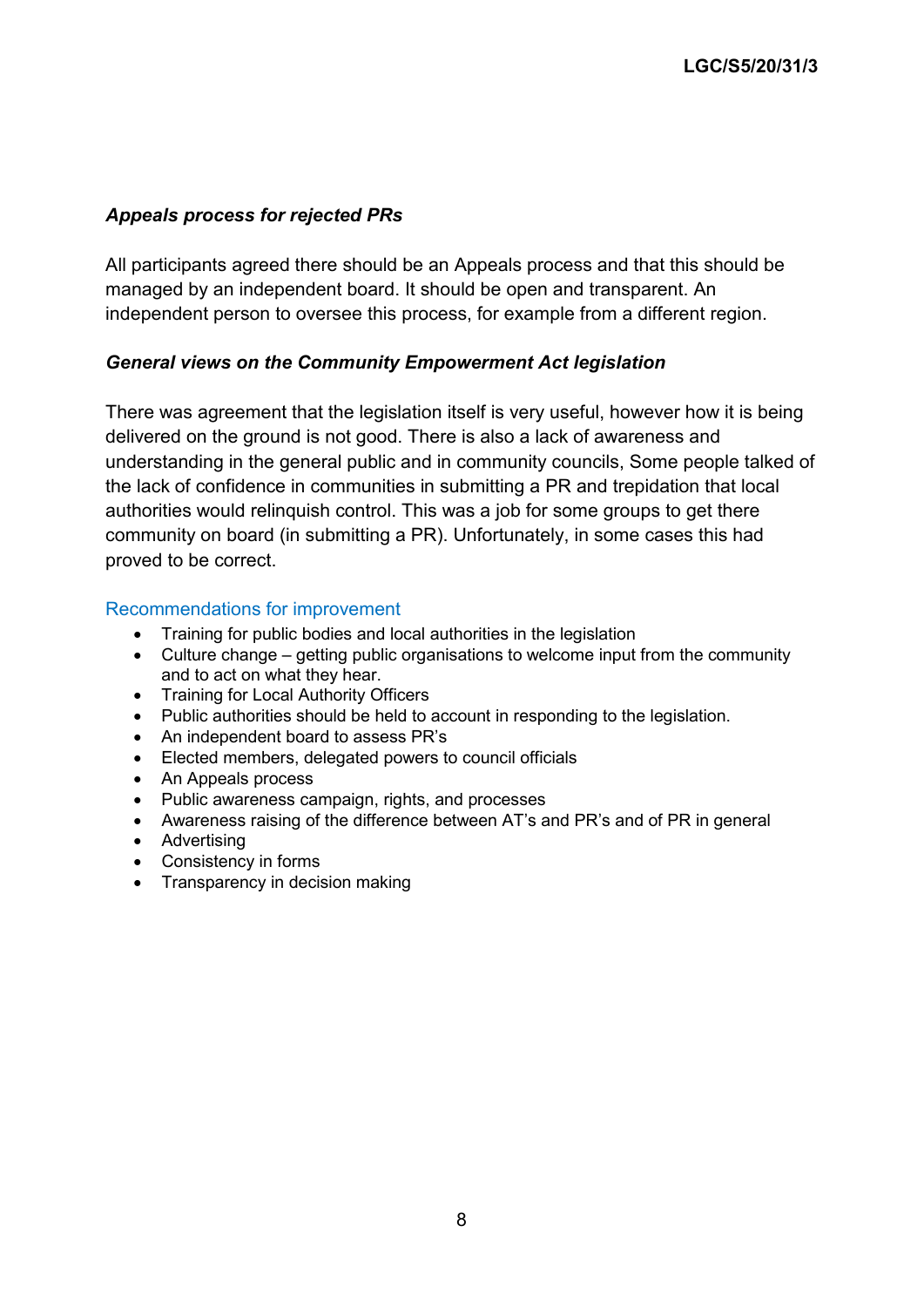### *Appeals process for rejected PRs*

All participants agreed there should be an Appeals process and that this should be managed by an independent board. It should be open and transparent. An independent person to oversee this process, for example from a different region.

### *General views on the Community Empowerment Act legislation*

There was agreement that the legislation itself is very useful, however how it is being delivered on the ground is not good. There is also a lack of awareness and understanding in the general public and in community councils, Some people talked of the lack of confidence in communities in submitting a PR and trepidation that local authorities would relinquish control. This was a job for some groups to get there community on board (in submitting a PR). Unfortunately, in some cases this had proved to be correct.

#### Recommendations for improvement

- Training for public bodies and local authorities in the legislation
- Culture change – getting public organisations to welcome input from the community and to act on what they hear.
- Training for Local Authority Officers
- Public authorities should be held to account in responding to the legislation.
- An independent board to assess PR's
- Elected members, delegated powers to council officials
- An Appeals process
- Public awareness campaign, rights, and processes
- Awareness raising of the difference between AT's and PR's and of PR in general
- Advertising
- Consistency in forms
- Transparency in decision making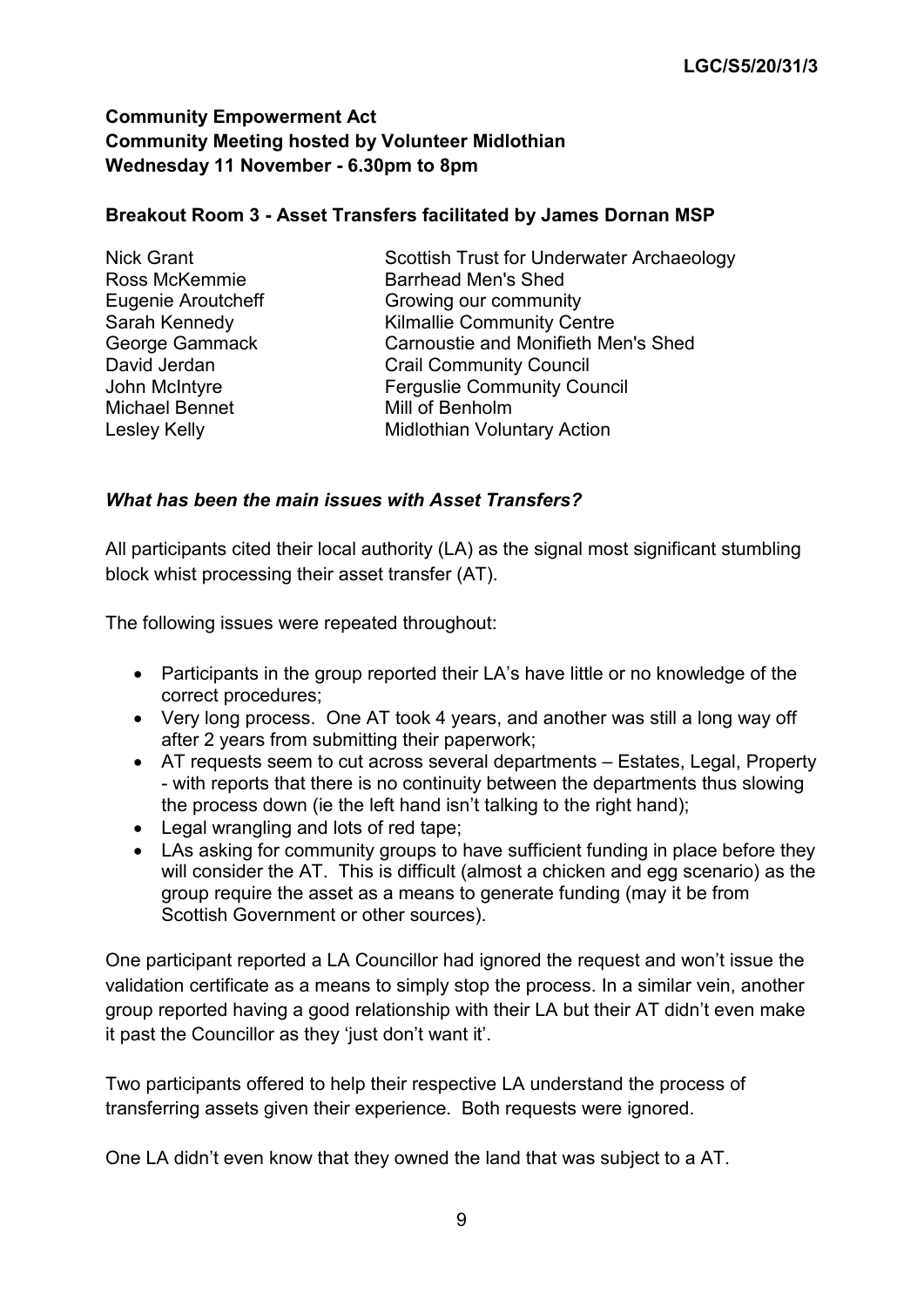**LGC/S5/20/31/3**

**Community Empowerment Act**
**Community Meeting hosted by Volunteer Midlothian**
**Wednesday 11 November - 6.30pm to 8pm**

**Breakout Room 3 - Asset Transfers facilitated by James Dornan MSP**

| | |
|---|---|
| Nick Grant | Scottish Trust for Underwater Archaeology |
| Ross McKemmie | Barrhead Men's Shed |
| Eugenie Aroutcheff | Growing our community |
| Sarah Kennedy | Kilmallie Community Centre |
| George Gammack | Carnoustie and Monifieth Men's Shed |
| David Jerdan | Crail Community Council |
| John McIntyre | Ferguslie Community Council |
| Michael Bennet | Mill of Benholm |
| Lesley Kelly | Midlothian Voluntary Action |

***What has been the main issues with Asset Transfers?***

All participants cited their local authority (LA) as the signal most significant stumbling block whist processing their asset transfer (AT).

The following issues were repeated throughout:

- Participants in the group reported their LA's have little or no knowledge of the correct procedures;
- Very long process. One AT took 4 years, and another was still a long way off after 2 years from submitting their paperwork;
- AT requests seem to cut across several departments – Estates, Legal, Property - with reports that there is no continuity between the departments thus slowing the process down (ie the left hand isn't talking to the right hand);
- Legal wrangling and lots of red tape;
- LAs asking for community groups to have sufficient funding in place before they will consider the AT. This is difficult (almost a chicken and egg scenario) as the group require the asset as a means to generate funding (may it be from Scottish Government or other sources).

One participant reported a LA Councillor had ignored the request and won't issue the validation certificate as a means to simply stop the process. In a similar vein, another group reported having a good relationship with their LA but their AT didn't even make it past the Councillor as they 'just don't want it'.

Two participants offered to help their respective LA understand the process of transferring assets given their experience. Both requests were ignored.

One LA didn't even know that they owned the land that was subject to a AT.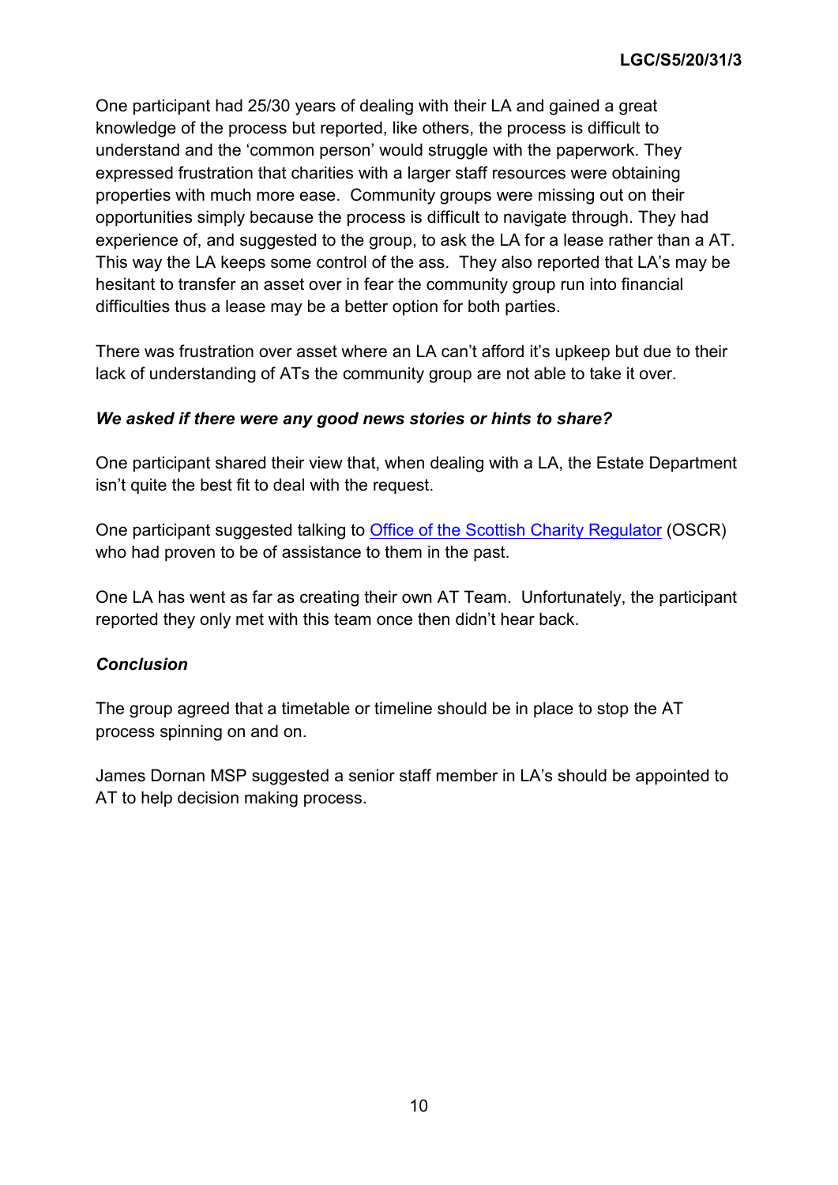One participant had 25/30 years of dealing with their LA and gained a great knowledge of the process but reported, like others, the process is difficult to understand and the 'common person' would struggle with the paperwork. They expressed frustration that charities with a larger staff resources were obtaining properties with much more ease. Community groups were missing out on their opportunities simply because the process is difficult to navigate through. They had experience of, and suggested to the group, to ask the LA for a lease rather than a AT. This way the LA keeps some control of the ass. They also reported that LA's may be hesitant to transfer an asset over in fear the community group run into financial difficulties thus a lease may be a better option for both parties.

There was frustration over asset where an LA can't afford it's upkeep but due to their lack of understanding of ATs the community group are not able to take it over.

***We asked if there were any good news stories or hints to share?***

One participant shared their view that, when dealing with a LA, the Estate Department isn't quite the best fit to deal with the request.

One participant suggested talking to [Office of the Scottish Charity Regulator]() (OSCR) who had proven to be of assistance to them in the past.

One LA has went as far as creating their own AT Team. Unfortunately, the participant reported they only met with this team once then didn't hear back.

***Conclusion***

The group agreed that a timetable or timeline should be in place to stop the AT process spinning on and on.

James Dornan MSP suggested a senior staff member in LA's should be appointed to AT to help decision making process.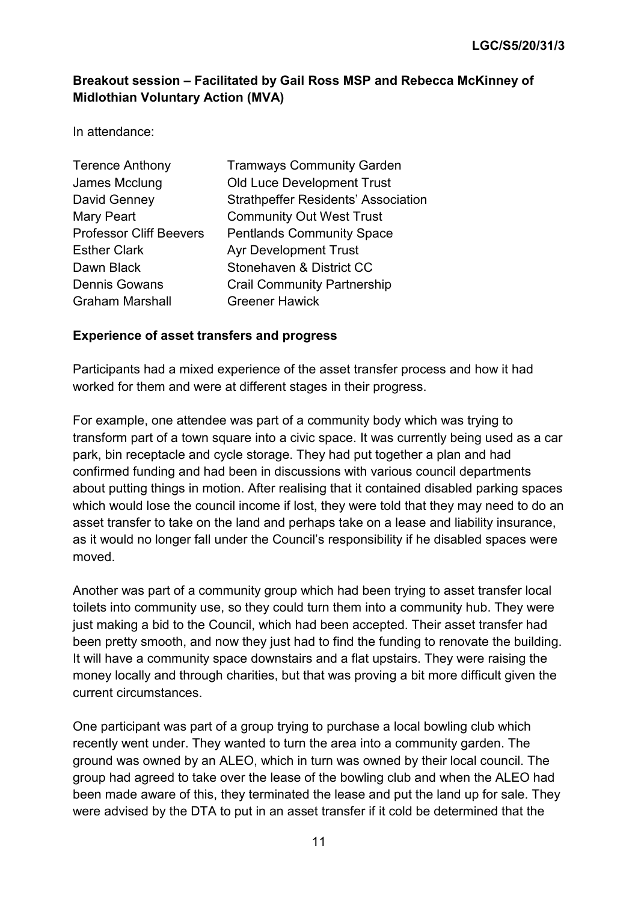**Breakout session – Facilitated by Gail Ross MSP and Rebecca McKinney of Midlothian Voluntary Action (MVA)**

In attendance:

| | |
|---|---|
| Terence Anthony | Tramways Community Garden |
| James Mcclung | Old Luce Development Trust |
| David Genney | Strathpeffer Residents' Association |
| Mary Peart | Community Out West Trust |
| Professor Cliff Beevers | Pentlands Community Space |
| Esther Clark | Ayr Development Trust |
| Dawn Black | Stonehaven & District CC |
| Dennis Gowans | Crail Community Partnership |
| Graham Marshall | Greener Hawick |

**Experience of asset transfers and progress**

Participants had a mixed experience of the asset transfer process and how it had worked for them and were at different stages in their progress.

For example, one attendee was part of a community body which was trying to transform part of a town square into a civic space. It was currently being used as a car park, bin receptacle and cycle storage. They had put together a plan and had confirmed funding and had been in discussions with various council departments about putting things in motion. After realising that it contained disabled parking spaces which would lose the council income if lost, they were told that they may need to do an asset transfer to take on the land and perhaps take on a lease and liability insurance, as it would no longer fall under the Council's responsibility if he disabled spaces were moved.

Another was part of a community group which had been trying to asset transfer local toilets into community use, so they could turn them into a community hub. They were just making a bid to the Council, which had been accepted. Their asset transfer had been pretty smooth, and now they just had to find the funding to renovate the building. It will have a community space downstairs and a flat upstairs. They were raising the money locally and through charities, but that was proving a bit more difficult given the current circumstances.

One participant was part of a group trying to purchase a local bowling club which recently went under. They wanted to turn the area into a community garden. The ground was owned by an ALEO, which in turn was owned by their local council. The group had agreed to take over the lease of the bowling club and when the ALEO had been made aware of this, they terminated the lease and put the land up for sale. They were advised by the DTA to put in an asset transfer if it cold be determined that the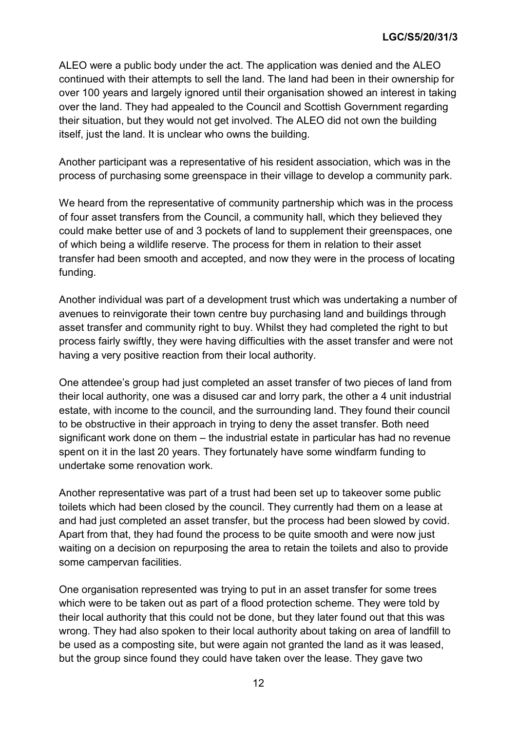ALEO were a public body under the act. The application was denied and the ALEO continued with their attempts to sell the land. The land had been in their ownership for over 100 years and largely ignored until their organisation showed an interest in taking over the land. They had appealed to the Council and Scottish Government regarding their situation, but they would not get involved. The ALEO did not own the building itself, just the land. It is unclear who owns the building.

Another participant was a representative of his resident association, which was in the process of purchasing some greenspace in their village to develop a community park.

We heard from the representative of community partnership which was in the process of four asset transfers from the Council, a community hall, which they believed they could make better use of and 3 pockets of land to supplement their greenspaces, one of which being a wildlife reserve. The process for them in relation to their asset transfer had been smooth and accepted, and now they were in the process of locating funding.

Another individual was part of a development trust which was undertaking a number of avenues to reinvigorate their town centre buy purchasing land and buildings through asset transfer and community right to buy. Whilst they had completed the right to but process fairly swiftly, they were having difficulties with the asset transfer and were not having a very positive reaction from their local authority.

One attendee's group had just completed an asset transfer of two pieces of land from their local authority, one was a disused car and lorry park, the other a 4 unit industrial estate, with income to the council, and the surrounding land. They found their council to be obstructive in their approach in trying to deny the asset transfer. Both need significant work done on them – the industrial estate in particular has had no revenue spent on it in the last 20 years. They fortunately have some windfarm funding to undertake some renovation work.

Another representative was part of a trust had been set up to takeover some public toilets which had been closed by the council. They currently had them on a lease at and had just completed an asset transfer, but the process had been slowed by covid. Apart from that, they had found the process to be quite smooth and were now just waiting on a decision on repurposing the area to retain the toilets and also to provide some campervan facilities.

One organisation represented was trying to put in an asset transfer for some trees which were to be taken out as part of a flood protection scheme. They were told by their local authority that this could not be done, but they later found out that this was wrong. They had also spoken to their local authority about taking on area of landfill to be used as a composting site, but were again not granted the land as it was leased, but the group since found they could have taken over the lease. They gave two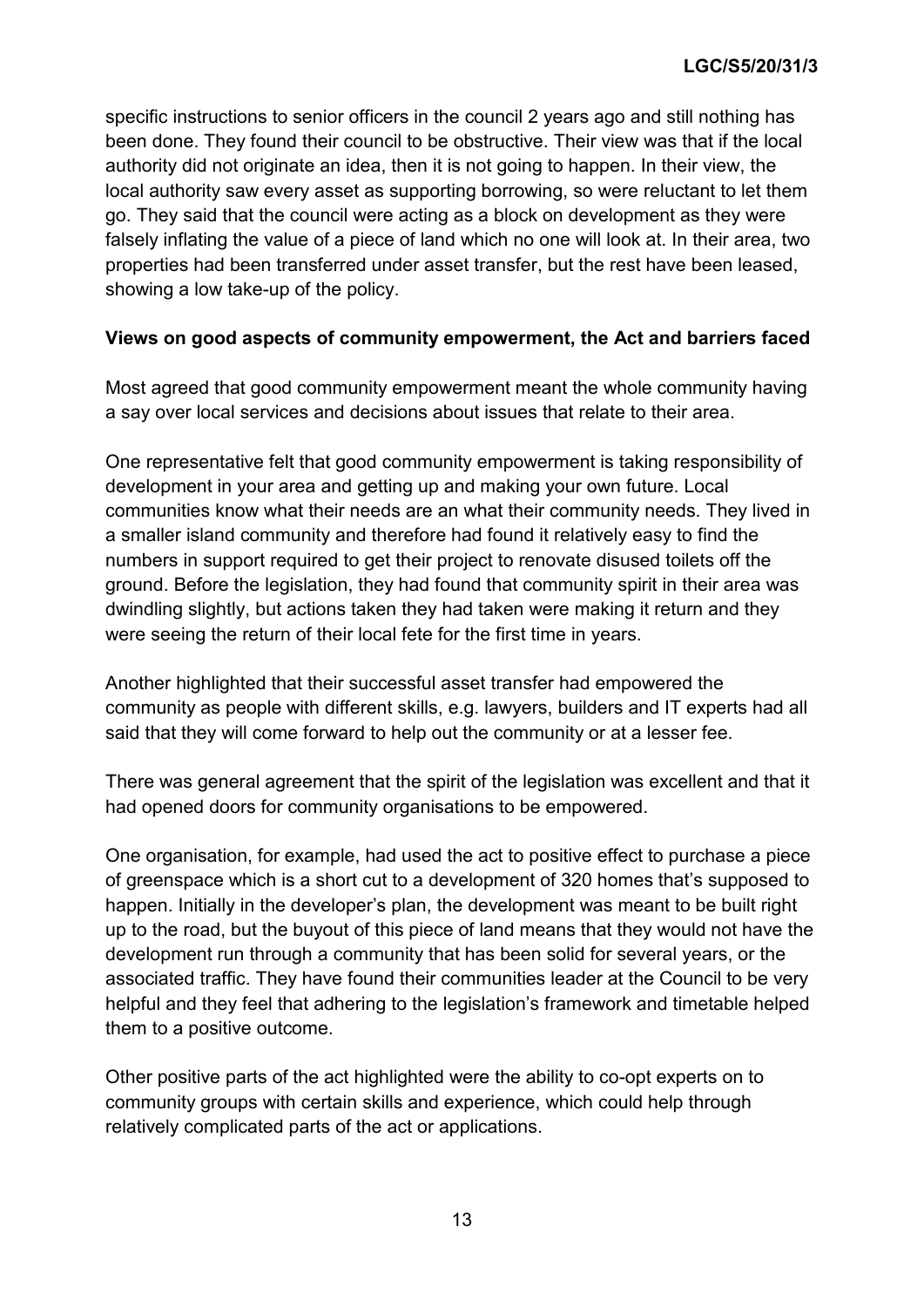specific instructions to senior officers in the council 2 years ago and still nothing has been done. They found their council to be obstructive. Their view was that if the local authority did not originate an idea, then it is not going to happen. In their view, the local authority saw every asset as supporting borrowing, so were reluctant to let them go. They said that the council were acting as a block on development as they were falsely inflating the value of a piece of land which no one will look at. In their area, two properties had been transferred under asset transfer, but the rest have been leased, showing a low take-up of the policy.

**Views on good aspects of community empowerment, the Act and barriers faced**

Most agreed that good community empowerment meant the whole community having a say over local services and decisions about issues that relate to their area.

One representative felt that good community empowerment is taking responsibility of development in your area and getting up and making your own future. Local communities know what their needs are an what their community needs. They lived in a smaller island community and therefore had found it relatively easy to find the numbers in support required to get their project to renovate disused toilets off the ground. Before the legislation, they had found that community spirit in their area was dwindling slightly, but actions taken they had taken were making it return and they were seeing the return of their local fete for the first time in years.

Another highlighted that their successful asset transfer had empowered the community as people with different skills, e.g. lawyers, builders and IT experts had all said that they will come forward to help out the community or at a lesser fee.

There was general agreement that the spirit of the legislation was excellent and that it had opened doors for community organisations to be empowered.

One organisation, for example, had used the act to positive effect to purchase a piece of greenspace which is a short cut to a development of 320 homes that's supposed to happen. Initially in the developer's plan, the development was meant to be built right up to the road, but the buyout of this piece of land means that they would not have the development run through a community that has been solid for several years, or the associated traffic. They have found their communities leader at the Council to be very helpful and they feel that adhering to the legislation's framework and timetable helped them to a positive outcome.

Other positive parts of the act highlighted were the ability to co-opt experts on to community groups with certain skills and experience, which could help through relatively complicated parts of the act or applications.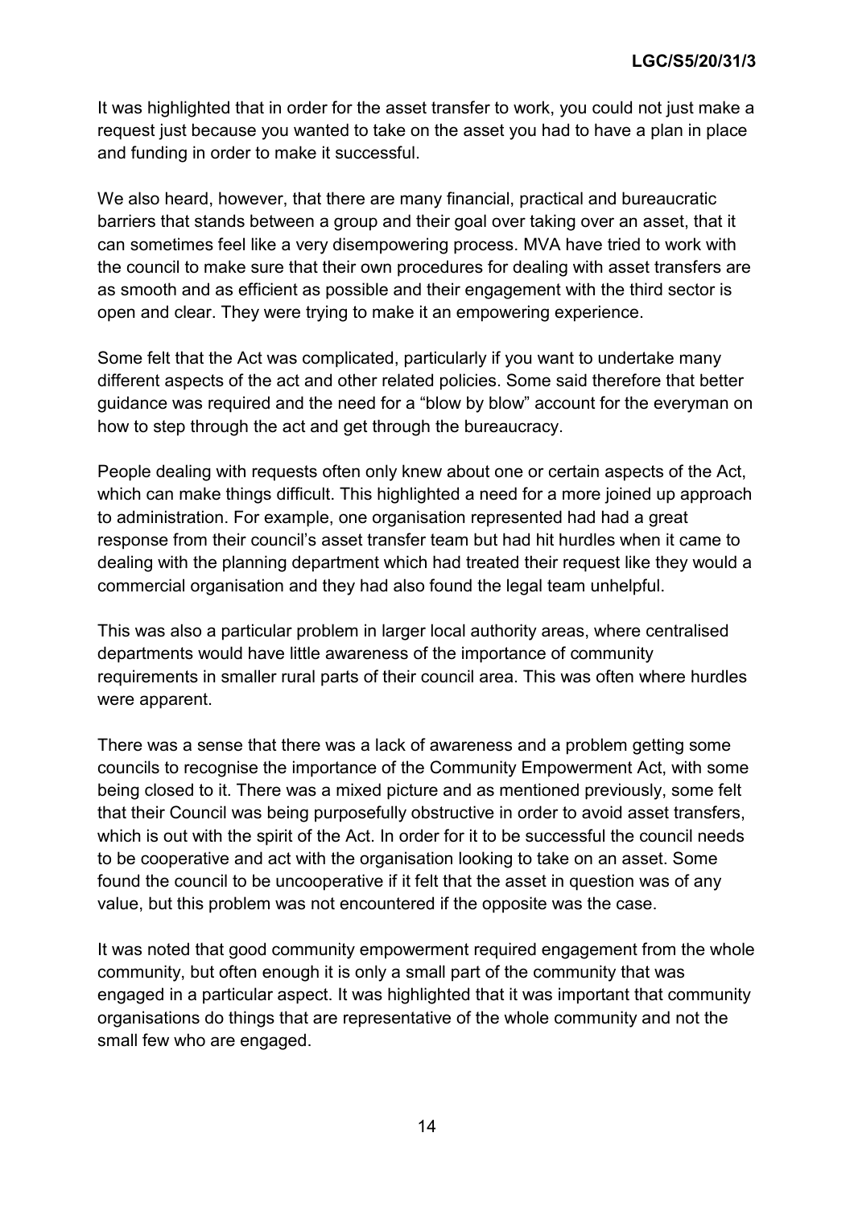It was highlighted that in order for the asset transfer to work, you could not just make a request just because you wanted to take on the asset you had to have a plan in place and funding in order to make it successful.

We also heard, however, that there are many financial, practical and bureaucratic barriers that stands between a group and their goal over taking over an asset, that it can sometimes feel like a very disempowering process. MVA have tried to work with the council to make sure that their own procedures for dealing with asset transfers are as smooth and as efficient as possible and their engagement with the third sector is open and clear. They were trying to make it an empowering experience.

Some felt that the Act was complicated, particularly if you want to undertake many different aspects of the act and other related policies. Some said therefore that better guidance was required and the need for a "blow by blow" account for the everyman on how to step through the act and get through the bureaucracy.

People dealing with requests often only knew about one or certain aspects of the Act, which can make things difficult. This highlighted a need for a more joined up approach to administration. For example, one organisation represented had had a great response from their council's asset transfer team but had hit hurdles when it came to dealing with the planning department which had treated their request like they would a commercial organisation and they had also found the legal team unhelpful.

This was also a particular problem in larger local authority areas, where centralised departments would have little awareness of the importance of community requirements in smaller rural parts of their council area. This was often where hurdles were apparent.

There was a sense that there was a lack of awareness and a problem getting some councils to recognise the importance of the Community Empowerment Act, with some being closed to it. There was a mixed picture and as mentioned previously, some felt that their Council was being purposefully obstructive in order to avoid asset transfers, which is out with the spirit of the Act. In order for it to be successful the council needs to be cooperative and act with the organisation looking to take on an asset. Some found the council to be uncooperative if it felt that the asset in question was of any value, but this problem was not encountered if the opposite was the case.

It was noted that good community empowerment required engagement from the whole community, but often enough it is only a small part of the community that was engaged in a particular aspect. It was highlighted that it was important that community organisations do things that are representative of the whole community and not the small few who are engaged.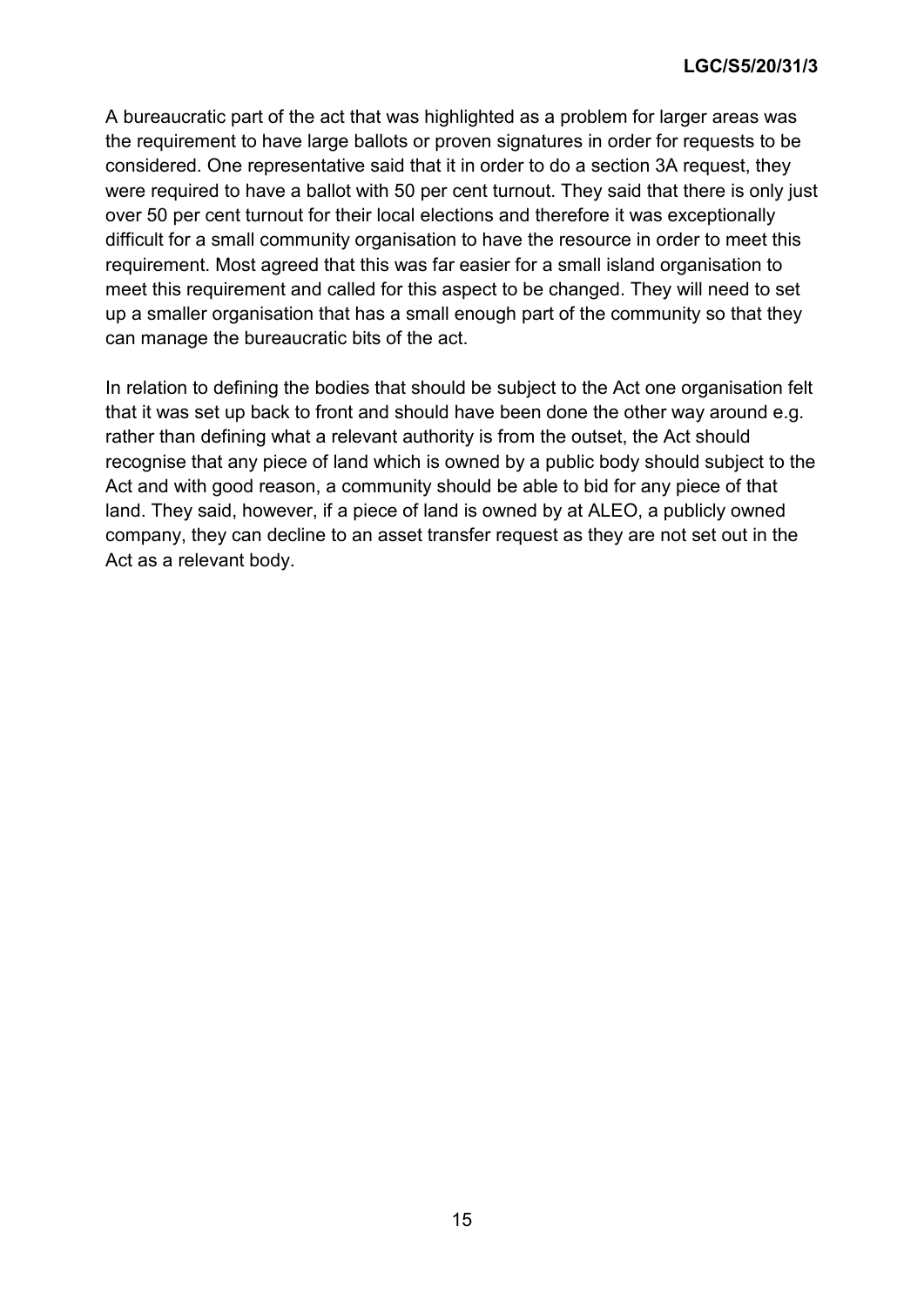A bureaucratic part of the act that was highlighted as a problem for larger areas was the requirement to have large ballots or proven signatures in order for requests to be considered. One representative said that it in order to do a section 3A request, they were required to have a ballot with 50 per cent turnout. They said that there is only just over 50 per cent turnout for their local elections and therefore it was exceptionally difficult for a small community organisation to have the resource in order to meet this requirement. Most agreed that this was far easier for a small island organisation to meet this requirement and called for this aspect to be changed. They will need to set up a smaller organisation that has a small enough part of the community so that they can manage the bureaucratic bits of the act.

In relation to defining the bodies that should be subject to the Act one organisation felt that it was set up back to front and should have been done the other way around e.g. rather than defining what a relevant authority is from the outset, the Act should recognise that any piece of land which is owned by a public body should subject to the Act and with good reason, a community should be able to bid for any piece of that land. They said, however, if a piece of land is owned by at ALEO, a publicly owned company, they can decline to an asset transfer request as they are not set out in the Act as a relevant body.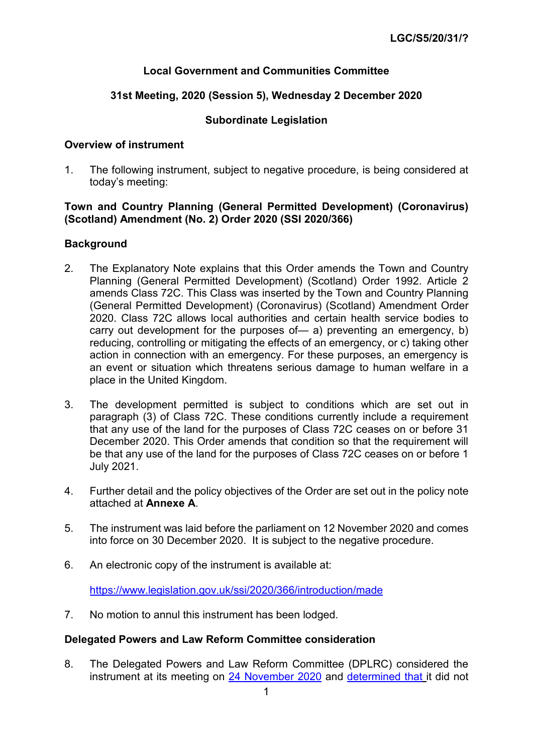LGC/S5/20/31/?

**Local Government and Communities Committee**

**31st Meeting, 2020 (Session 5), Wednesday 2 December 2020**

**Subordinate Legislation**

**Overview of instrument**

1. The following instrument, subject to negative procedure, is being considered at today's meeting:

**Town and Country Planning (General Permitted Development) (Coronavirus) (Scotland) Amendment (No. 2) Order 2020 (SSI 2020/366)**

**Background**

2. The Explanatory Note explains that this Order amends the Town and Country Planning (General Permitted Development) (Scotland) Order 1992. Article 2 amends Class 72C. This Class was inserted by the Town and Country Planning (General Permitted Development) (Coronavirus) (Scotland) Amendment Order 2020. Class 72C allows local authorities and certain health service bodies to carry out development for the purposes of— a) preventing an emergency, b) reducing, controlling or mitigating the effects of an emergency, or c) taking other action in connection with an emergency. For these purposes, an emergency is an event or situation which threatens serious damage to human welfare in a place in the United Kingdom.

3. The development permitted is subject to conditions which are set out in paragraph (3) of Class 72C. These conditions currently include a requirement that any use of the land for the purposes of Class 72C ceases on or before 31 December 2020. This Order amends that condition so that the requirement will be that any use of the land for the purposes of Class 72C ceases on or before 1 July 2021.

4. Further detail and the policy objectives of the Order are set out in the policy note attached at **Annexe A**.

5. The instrument was laid before the parliament on 12 November 2020 and comes into force on 30 December 2020. It is subject to the negative procedure.

6. An electronic copy of the instrument is available at:

   [https://www.legislation.gov.uk/ssi/2020/366/introduction/made](https://www.legislation.gov.uk/ssi/2020/366/introduction/made)

7. No motion to annul this instrument has been lodged.

**Delegated Powers and Law Reform Committee consideration**

8. The Delegated Powers and Law Reform Committee (DPLRC) considered the instrument at its meeting on 24 November 2020 and determined that it did not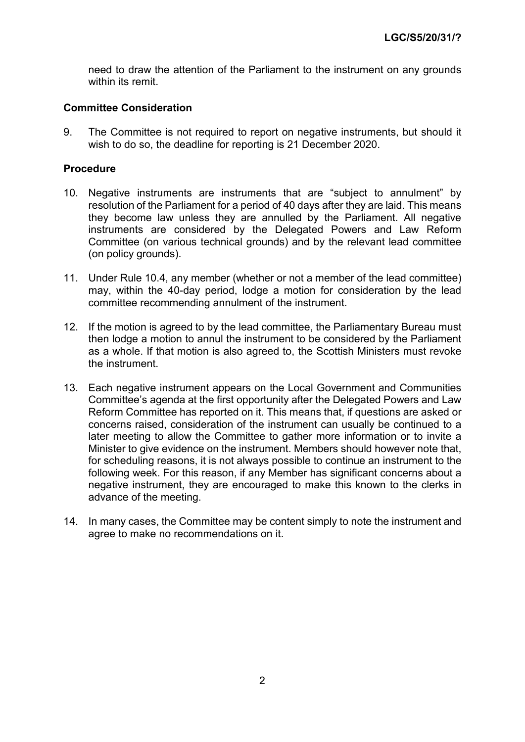need to draw the attention of the Parliament to the instrument on any grounds within its remit.

## Committee Consideration

9. The Committee is not required to report on negative instruments, but should it wish to do so, the deadline for reporting is 21 December 2020.

## Procedure

10. Negative instruments are instruments that are "subject to annulment" by resolution of the Parliament for a period of 40 days after they are laid. This means they become law unless they are annulled by the Parliament. All negative instruments are considered by the Delegated Powers and Law Reform Committee (on various technical grounds) and by the relevant lead committee (on policy grounds).

11. Under Rule 10.4, any member (whether or not a member of the lead committee) may, within the 40-day period, lodge a motion for consideration by the lead committee recommending annulment of the instrument.

12. If the motion is agreed to by the lead committee, the Parliamentary Bureau must then lodge a motion to annul the instrument to be considered by the Parliament as a whole. If that motion is also agreed to, the Scottish Ministers must revoke the instrument.

13. Each negative instrument appears on the Local Government and Communities Committee's agenda at the first opportunity after the Delegated Powers and Law Reform Committee has reported on it. This means that, if questions are asked or concerns raised, consideration of the instrument can usually be continued to a later meeting to allow the Committee to gather more information or to invite a Minister to give evidence on the instrument. Members should however note that, for scheduling reasons, it is not always possible to continue an instrument to the following week. For this reason, if any Member has significant concerns about a negative instrument, they are encouraged to make this known to the clerks in advance of the meeting.

14. In many cases, the Committee may be content simply to note the instrument and agree to make no recommendations on it.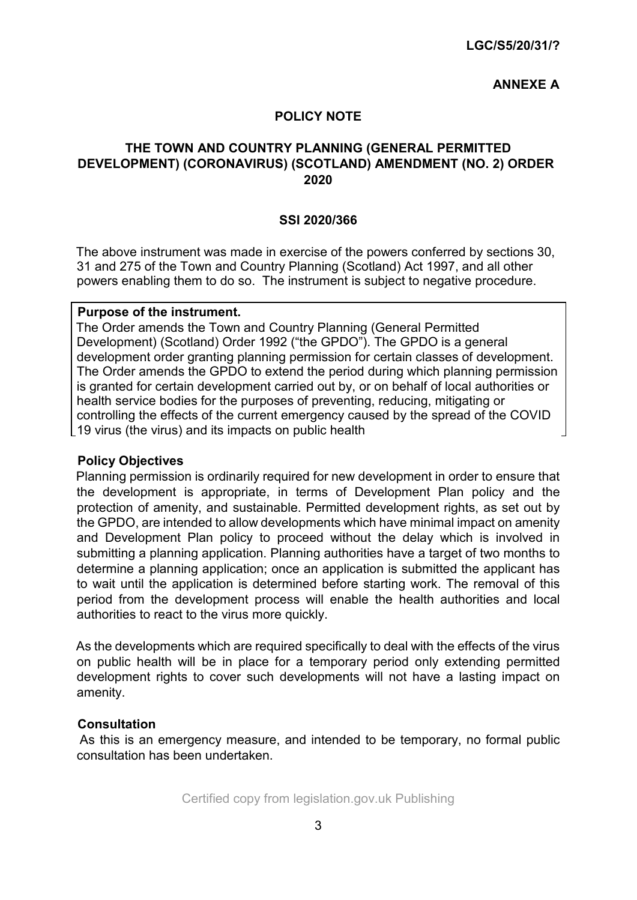**LGC/S5/20/31/?**

**ANNEXE A**

## POLICY NOTE

## THE TOWN AND COUNTRY PLANNING (GENERAL PERMITTED DEVELOPMENT) (CORONAVIRUS) (SCOTLAND) AMENDMENT (NO. 2) ORDER 2020

### SSI 2020/366

The above instrument was made in exercise of the powers conferred by sections 30, 31 and 275 of the Town and Country Planning (Scotland) Act 1997, and all other powers enabling them to do so. The instrument is subject to negative procedure.

**Purpose of the instrument.**

The Order amends the Town and Country Planning (General Permitted Development) (Scotland) Order 1992 ("the GPDO"). The GPDO is a general development order granting planning permission for certain classes of development. The Order amends the GPDO to extend the period during which planning permission is granted for certain development carried out by, or on behalf of local authorities or health service bodies for the purposes of preventing, reducing, mitigating or controlling the effects of the current emergency caused by the spread of the COVID 19 virus (the virus) and its impacts on public health

**Policy Objectives**

Planning permission is ordinarily required for new development in order to ensure that the development is appropriate, in terms of Development Plan policy and the protection of amenity, and sustainable. Permitted development rights, as set out by the GPDO, are intended to allow developments which have minimal impact on amenity and Development Plan policy to proceed without the delay which is involved in submitting a planning application. Planning authorities have a target of two months to determine a planning application; once an application is submitted the applicant has to wait until the application is determined before starting work. The removal of this period from the development process will enable the health authorities and local authorities to react to the virus more quickly.

As the developments which are required specifically to deal with the effects of the virus on public health will be in place for a temporary period only extending permitted development rights to cover such developments will not have a lasting impact on amenity.

**Consultation**

As this is an emergency measure, and intended to be temporary, no formal public consultation has been undertaken.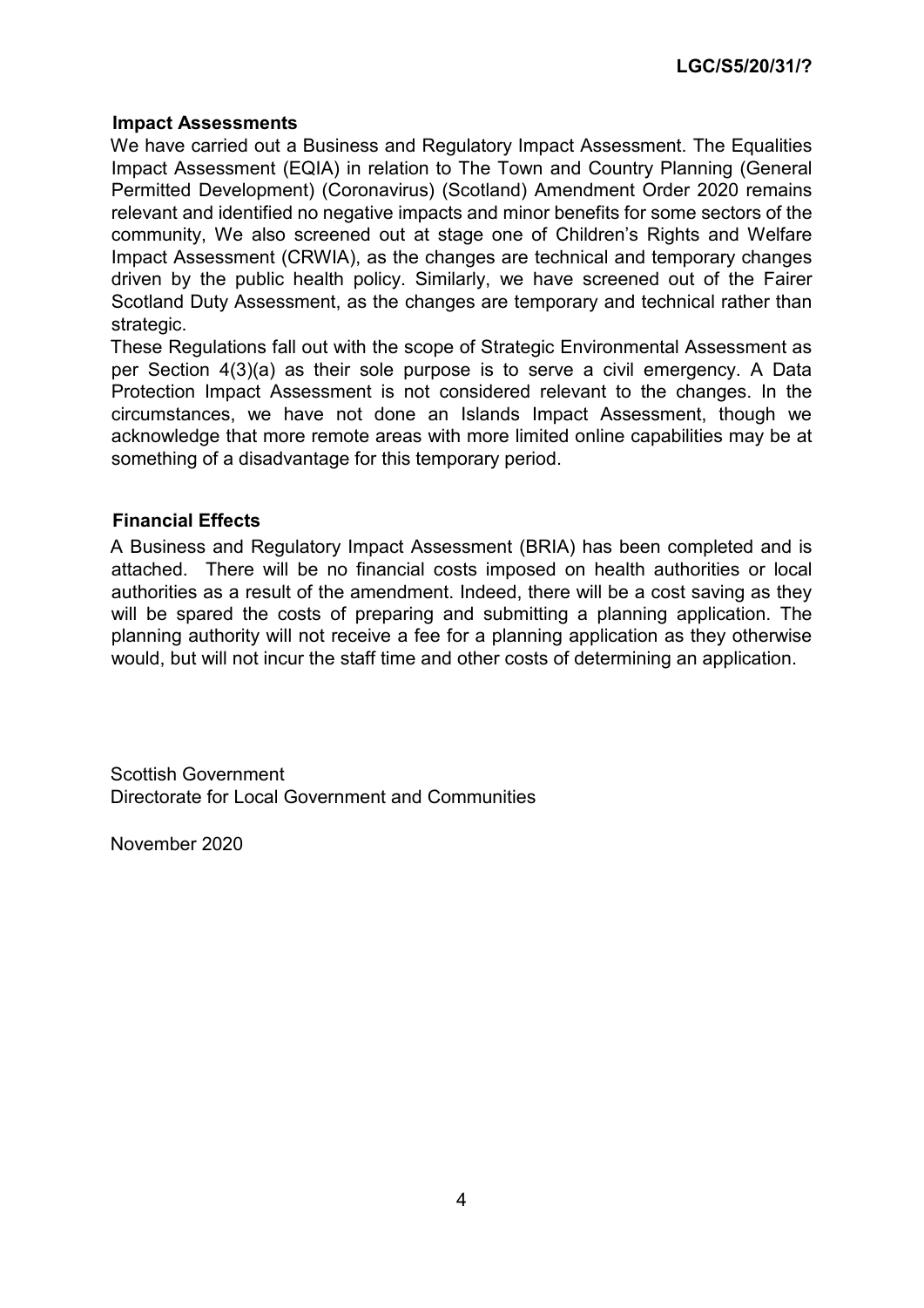**Impact Assessments**

We have carried out a Business and Regulatory Impact Assessment. The Equalities Impact Assessment (EQIA) in relation to The Town and Country Planning (General Permitted Development) (Coronavirus) (Scotland) Amendment Order 2020 remains relevant and identified no negative impacts and minor benefits for some sectors of the community, We also screened out at stage one of Children's Rights and Welfare Impact Assessment (CRWIA), as the changes are technical and temporary changes driven by the public health policy. Similarly, we have screened out of the Fairer Scotland Duty Assessment, as the changes are temporary and technical rather than strategic.

These Regulations fall out with the scope of Strategic Environmental Assessment as per Section 4(3)(a) as their sole purpose is to serve a civil emergency. A Data Protection Impact Assessment is not considered relevant to the changes. In the circumstances, we have not done an Islands Impact Assessment, though we acknowledge that more remote areas with more limited online capabilities may be at something of a disadvantage for this temporary period.

**Financial Effects**

A Business and Regulatory Impact Assessment (BRIA) has been completed and is attached. There will be no financial costs imposed on health authorities or local authorities as a result of the amendment. Indeed, there will be a cost saving as they will be spared the costs of preparing and submitting a planning application. The planning authority will not receive a fee for a planning application as they otherwise would, but will not incur the staff time and other costs of determining an application.

Scottish Government
Directorate for Local Government and Communities

November 2020